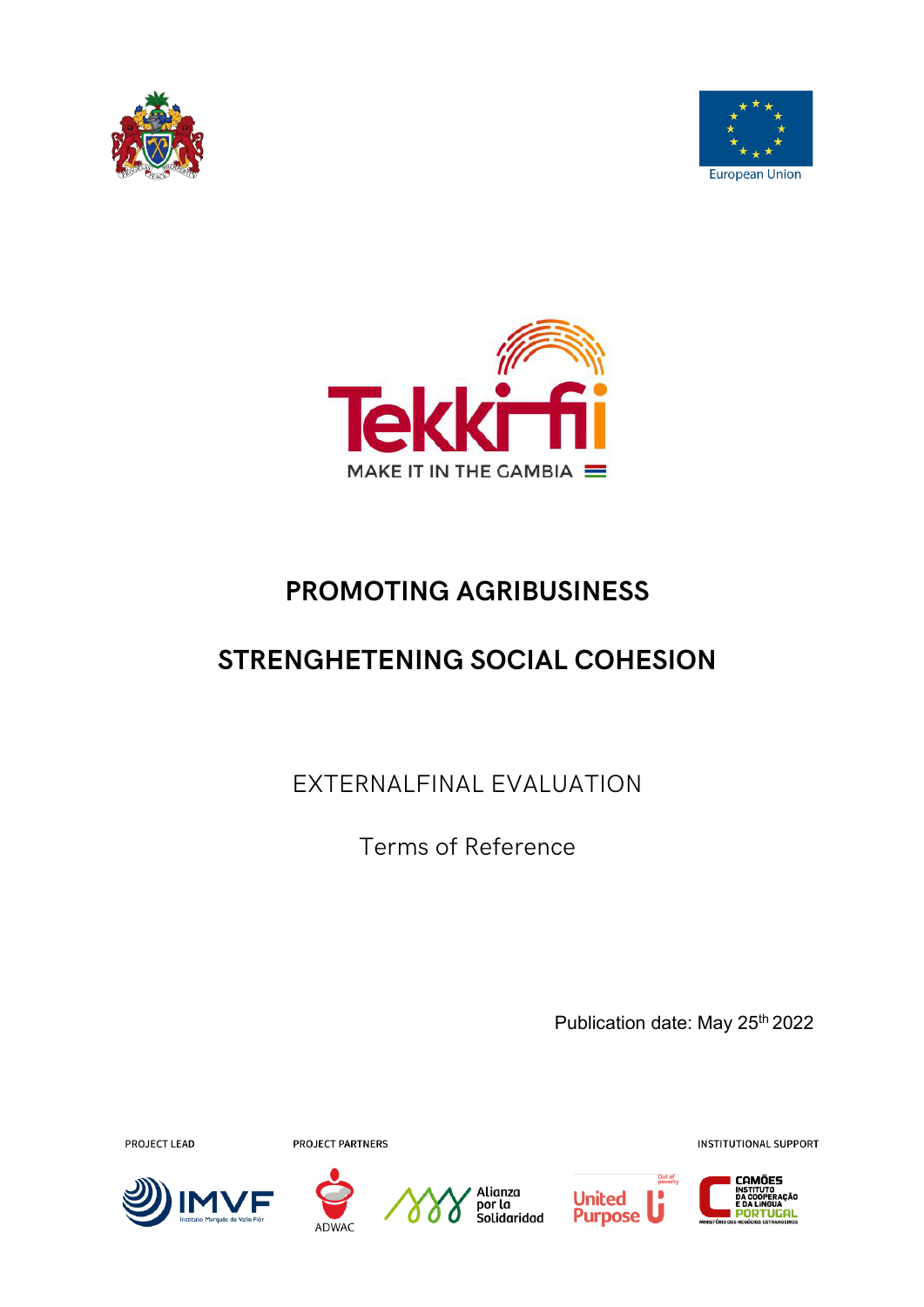Tekki fii

MAKE IT IN THE GAMBIA

# PROMOTING AGRIBUSINESS

# STRENGHETENING SOCIAL COHESION

## EXTERNALFINAL EVALUATION

Terms of Reference

Publication date: May 25th 2022

PROJECT LEAD

PROJECT PARTNERS

INSTITUTIONAL SUPPORT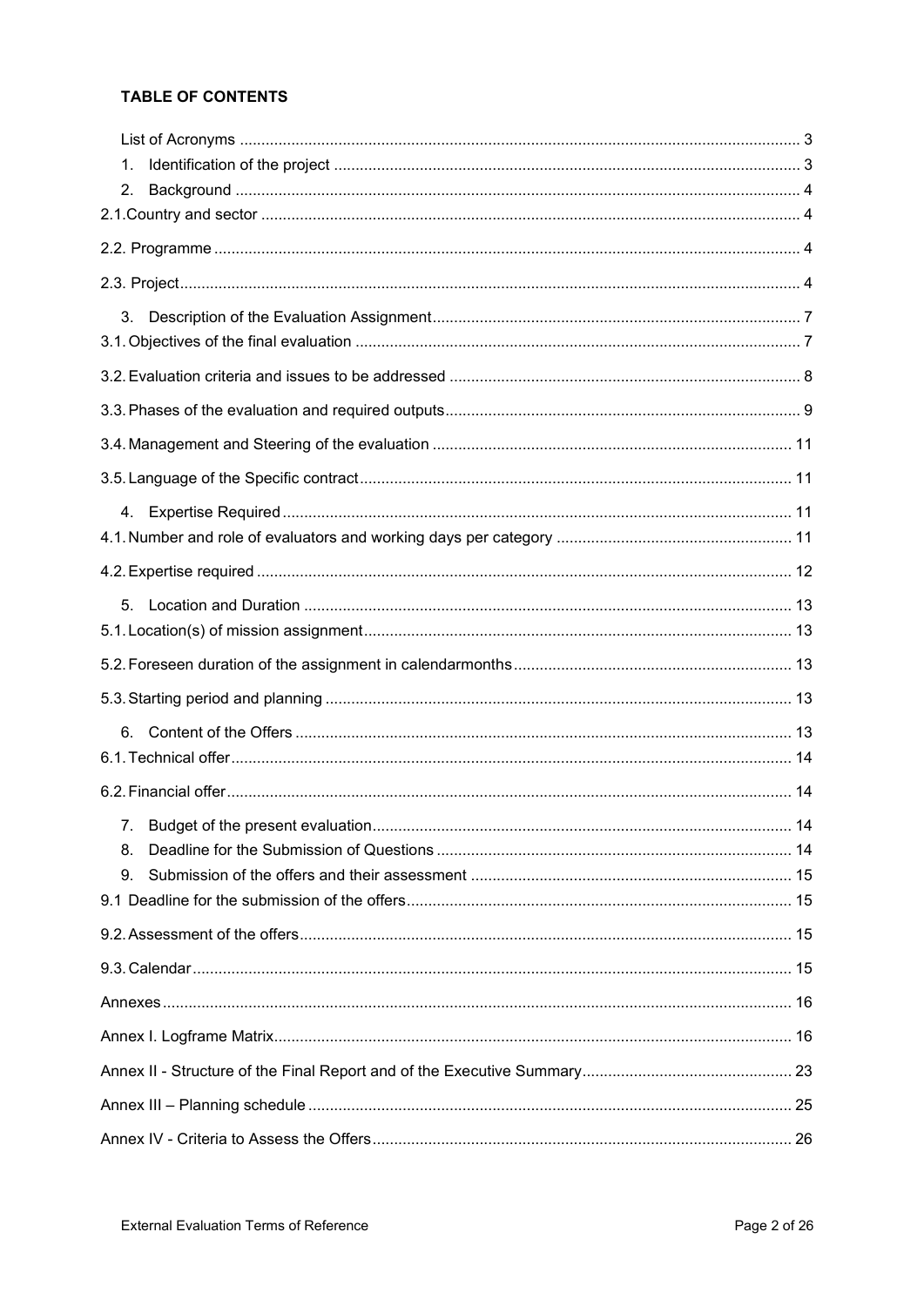## TABLE OF CONTENTS

List of Acronyms ..... 3

1. Identification of the project ..... 3
2. Background ..... 4

2.1. Country and sector ..... 4

2.2. Programme ..... 4

2.3. Project ..... 4

3. Description of the Evaluation Assignment ..... 7

3.1. Objectives of the final evaluation ..... 7

3.2. Evaluation criteria and issues to be addressed ..... 8

3.3. Phases of the evaluation and required outputs ..... 9

3.4. Management and Steering of the evaluation ..... 11

3.5. Language of the Specific contract ..... 11

4. Expertise Required ..... 11

4.1. Number and role of evaluators and working days per category ..... 11

4.2. Expertise required ..... 12

5. Location and Duration ..... 13

5.1. Location(s) of mission assignment ..... 13

5.2. Foreseen duration of the assignment in calendarmonths ..... 13

5.3. Starting period and planning ..... 13

6. Content of the Offers ..... 13

6.1. Technical offer ..... 14

6.2. Financial offer ..... 14

7. Budget of the present evaluation ..... 14
8. Deadline for the Submission of Questions ..... 14
9. Submission of the offers and their assessment ..... 15

9.1 Deadline for the submission of the offers ..... 15

9.2. Assessment of the offers ..... 15

9.3. Calendar ..... 15

Annexes ..... 16

Annex I. Logframe Matrix ..... 16

Annex II - Structure of the Final Report and of the Executive Summary ..... 23

Annex III – Planning schedule ..... 25

Annex IV - Criteria to Assess the Offers ..... 26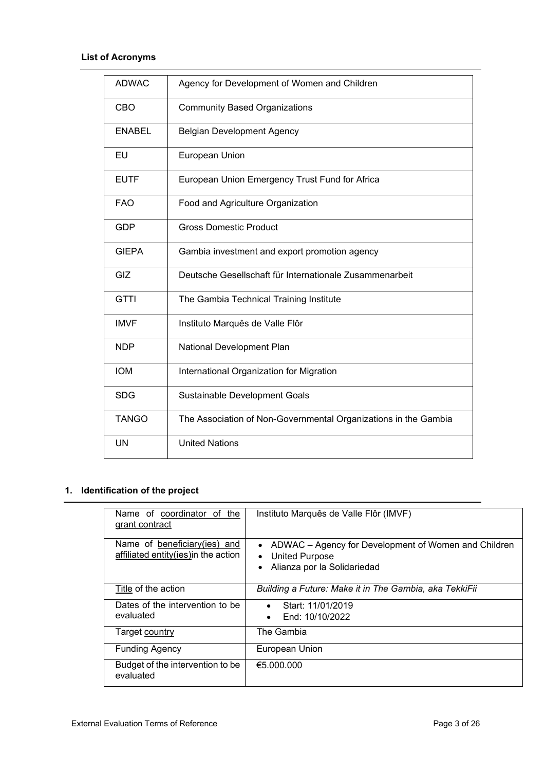**List of Acronyms**

| | |
|---|---|
| ADWAC | Agency for Development of Women and Children |
| CBO | Community Based Organizations |
| ENABEL | Belgian Development Agency |
| EU | European Union |
| EUTF | European Union Emergency Trust Fund for Africa |
| FAO | Food and Agriculture Organization |
| GDP | Gross Domestic Product |
| GIEPA | Gambia investment and export promotion agency |
| GIZ | Deutsche Gesellschaft für Internationale Zusammenarbeit |
| GTTI | The Gambia Technical Training Institute |
| IMVF | Instituto Marquês de Valle Flôr |
| NDP | National Development Plan |
| IOM | International Organization for Migration |
| SDG | Sustainable Development Goals |
| TANGO | The Association of Non-Governmental Organizations in the Gambia |
| UN | United Nations |

## 1. Identification of the project

| | |
|---|---|
| Name of coordinator of the grant contract | Instituto Marquês de Valle Flôr (IMVF) |
| Name of beneficiary(ies) and affiliated entity(ies)in the action | • ADWAC – Agency for Development of Women and Children<br>• United Purpose<br>• Alianza por la Solidariedad |
| Title of the action | *Building a Future: Make it in The Gambia, aka TekkiFii* |
| Dates of the intervention to be evaluated | • Start: 11/01/2019<br>• End: 10/10/2022 |
| Target country | The Gambia |
| Funding Agency | European Union |
| Budget of the intervention to be evaluated | €5.000.000 |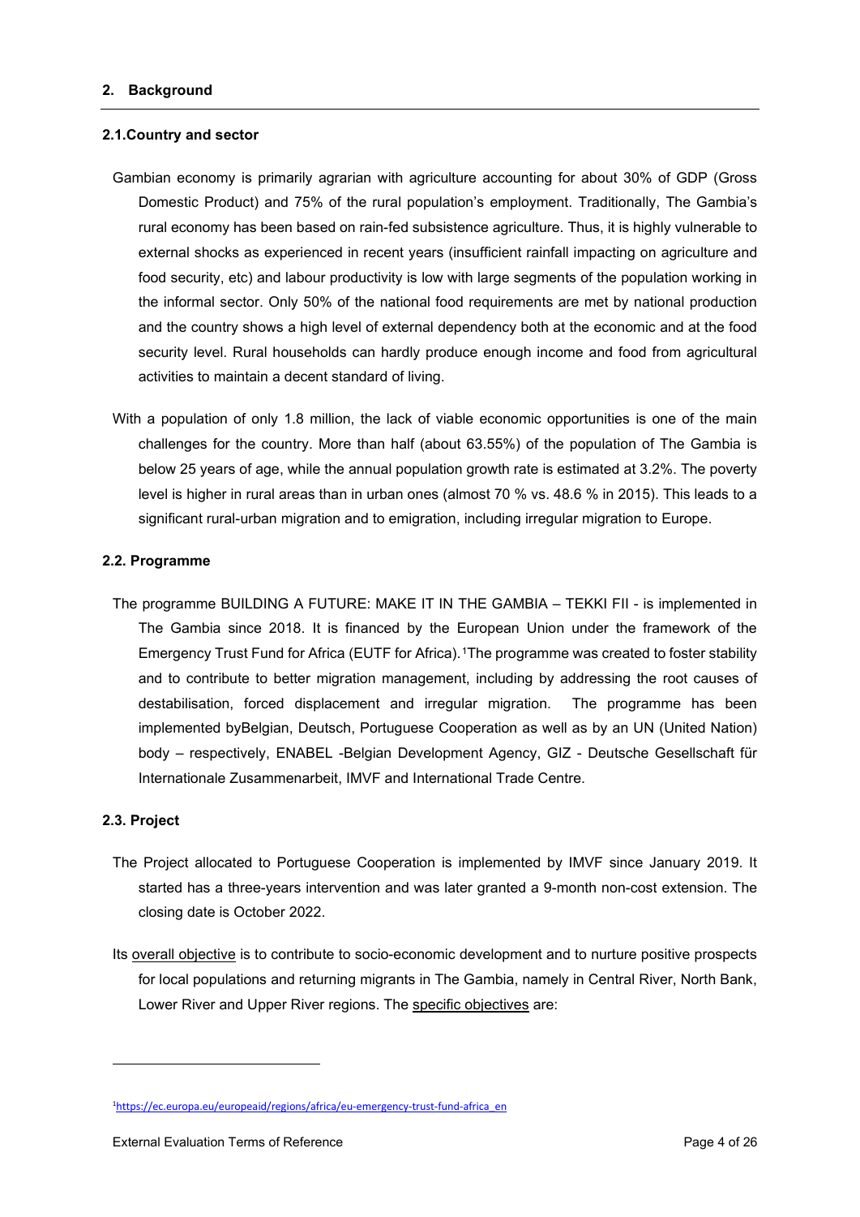## 2. Background

### 2.1. Country and sector

Gambian economy is primarily agrarian with agriculture accounting for about 30% of GDP (Gross Domestic Product) and 75% of the rural population's employment. Traditionally, The Gambia's rural economy has been based on rain-fed subsistence agriculture. Thus, it is highly vulnerable to external shocks as experienced in recent years (insufficient rainfall impacting on agriculture and food security, etc) and labour productivity is low with large segments of the population working in the informal sector. Only 50% of the national food requirements are met by national production and the country shows a high level of external dependency both at the economic and at the food security level. Rural households can hardly produce enough income and food from agricultural activities to maintain a decent standard of living.

With a population of only 1.8 million, the lack of viable economic opportunities is one of the main challenges for the country. More than half (about 63.55%) of the population of The Gambia is below 25 years of age, while the annual population growth rate is estimated at 3.2%. The poverty level is higher in rural areas than in urban ones (almost 70 % vs. 48.6 % in 2015). This leads to a significant rural-urban migration and to emigration, including irregular migration to Europe.

### 2.2. Programme

The programme BUILDING A FUTURE: MAKE IT IN THE GAMBIA – TEKKI FII - is implemented in The Gambia since 2018. It is financed by the European Union under the framework of the Emergency Trust Fund for Africa (EUTF for Africa).[1] The programme was created to foster stability and to contribute to better migration management, including by addressing the root causes of destabilisation, forced displacement and irregular migration. The programme has been implemented byBelgian, Deutsch, Portuguese Cooperation as well as by an UN (United Nation) body – respectively, ENABEL -Belgian Development Agency, GIZ - Deutsche Gesellschaft für Internationale Zusammenarbeit, IMVF and International Trade Centre.

### 2.3. Project

The Project allocated to Portuguese Cooperation is implemented by IMVF since January 2019. It started has a three-years intervention and was later granted a 9-month non-cost extension. The closing date is October 2022.

Its overall objective is to contribute to socio-economic development and to nurture positive prospects for local populations and returning migrants in The Gambia, namely in Central River, North Bank, Lower River and Upper River regions. The specific objectives are:

---

[1] https://ec.europa.eu/europeaid/regions/africa/eu-emergency-trust-fund-africa_en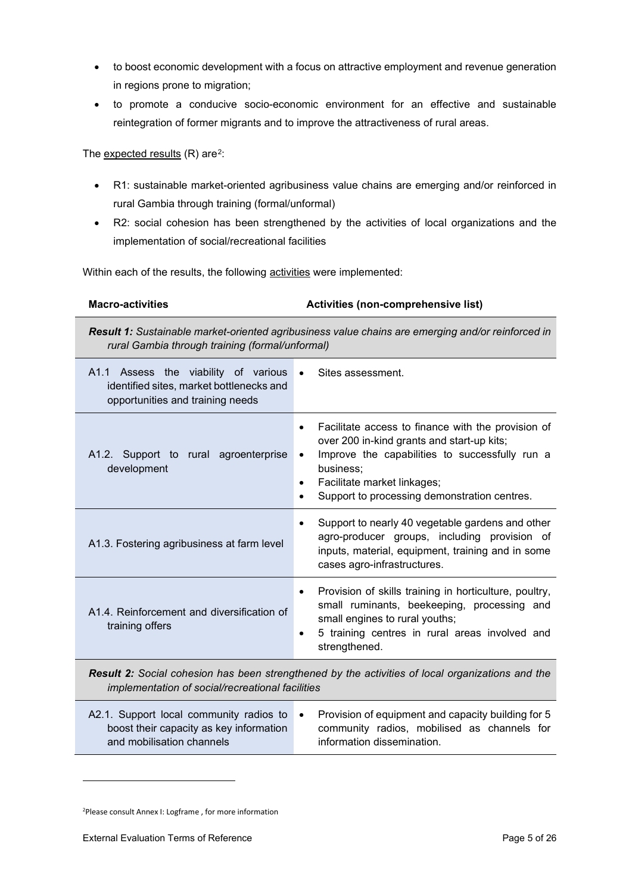- to boost economic development with a focus on attractive employment and revenue generation in regions prone to migration;
- to promote a conducive socio-economic environment for an effective and sustainable reintegration of former migrants and to improve the attractiveness of rural areas.

The expected results (R) are[2]:

- R1: sustainable market-oriented agribusiness value chains are emerging and/or reinforced in rural Gambia through training (formal/unformal)
- R2: social cohesion has been strengthened by the activities of local organizations and the implementation of social/recreational facilities

Within each of the results, the following activities were implemented:

| **Macro-activities** | **Activities (non-comprehensive list)** |
|---|---|
| ***Result 1:*** *Sustainable market-oriented agribusiness value chains are emerging and/or reinforced in rural Gambia through training (formal/unformal)* | |
| A1.1 Assess the viability of various identified sites, market bottlenecks and opportunities and training needs | • Sites assessment. |
| A1.2. Support to rural agroenterprise development | • Facilitate access to finance with the provision of over 200 in-kind grants and start-up kits;<br>• Improve the capabilities to successfully run a business;<br>• Facilitate market linkages;<br>• Support to processing demonstration centres. |
| A1.3. Fostering agribusiness at farm level | • Support to nearly 40 vegetable gardens and other agro-producer groups, including provision of inputs, material, equipment, training and in some cases agro-infrastructures. |
| A1.4. Reinforcement and diversification of training offers | • Provision of skills training in horticulture, poultry, small ruminants, beekeeping, processing and small engines to rural youths;<br>• 5 training centres in rural areas involved and strengthened. |
| ***Result 2:*** *Social cohesion has been strengthened by the activities of local organizations and the implementation of social/recreational facilities* | |
| A2.1. Support local community radios to boost their capacity as key information and mobilisation channels | • Provision of equipment and capacity building for 5 community radios, mobilised as channels for information dissemination. |

[2]Please consult Annex I: Logframe , for more information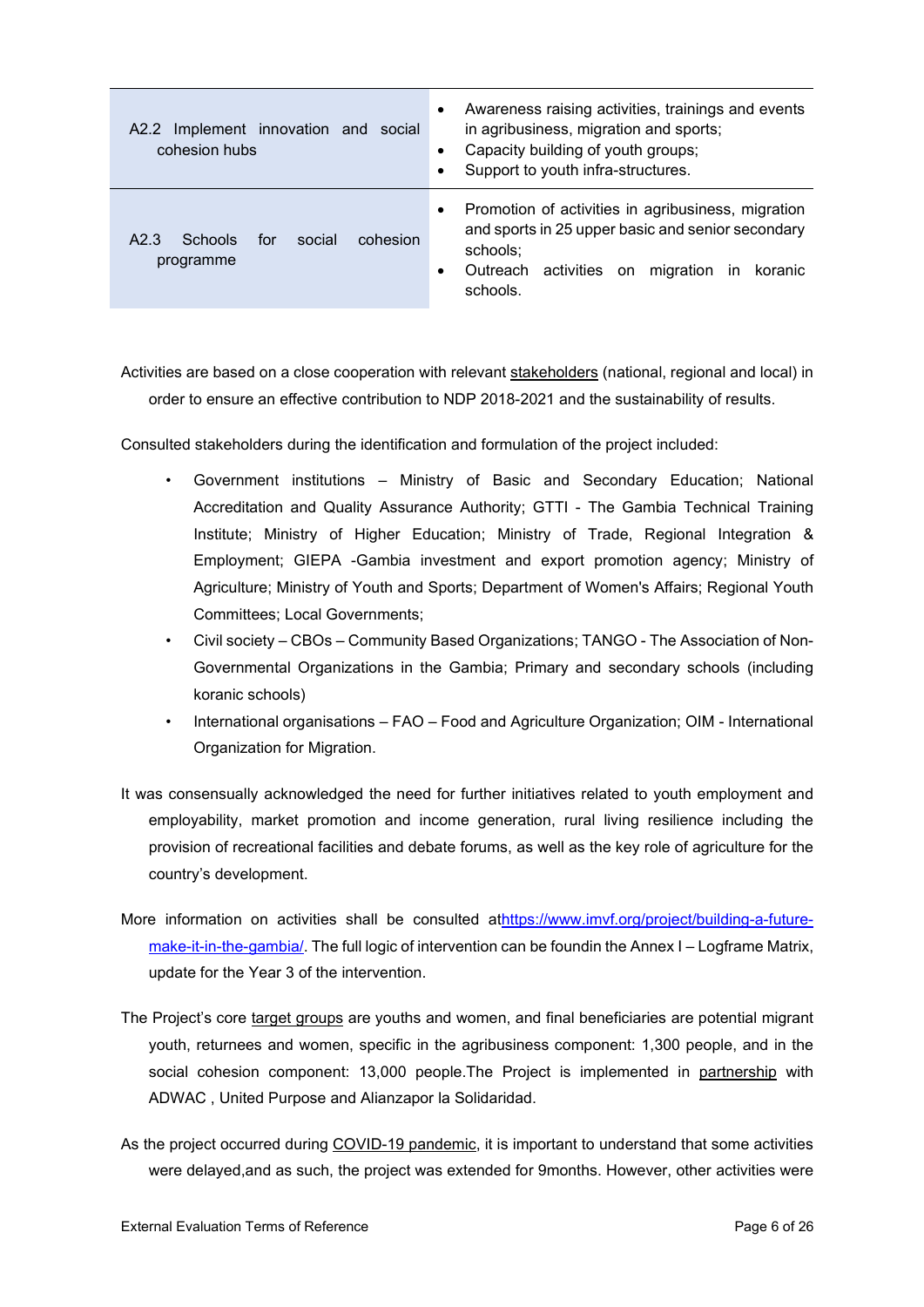| | |
|---|---|
| A2.2 Implement innovation and social cohesion hubs | • Awareness raising activities, trainings and events in agribusiness, migration and sports;<br>• Capacity building of youth groups;<br>• Support to youth infra-structures. |
| A2.3 Schools for social cohesion programme | • Promotion of activities in agribusiness, migration and sports in 25 upper basic and senior secondary schools;<br>• Outreach activities on migration in koranic schools. |

Activities are based on a close cooperation with relevant stakeholders (national, regional and local) in order to ensure an effective contribution to NDP 2018-2021 and the sustainability of results.

Consulted stakeholders during the identification and formulation of the project included:

- Government institutions – Ministry of Basic and Secondary Education; National Accreditation and Quality Assurance Authority; GTTI - The Gambia Technical Training Institute; Ministry of Higher Education; Ministry of Trade, Regional Integration & Employment; GIEPA -Gambia investment and export promotion agency; Ministry of Agriculture; Ministry of Youth and Sports; Department of Women's Affairs; Regional Youth Committees; Local Governments;
- Civil society – CBOs – Community Based Organizations; TANGO - The Association of Non-Governmental Organizations in the Gambia; Primary and secondary schools (including koranic schools)
- International organisations – FAO – Food and Agriculture Organization; OIM - International Organization for Migration.

It was consensually acknowledged the need for further initiatives related to youth employment and employability, market promotion and income generation, rural living resilience including the provision of recreational facilities and debate forums, as well as the key role of agriculture for the country's development.

More information on activities shall be consulted at[https://www.imvf.org/project/building-a-future-make-it-in-the-gambia/](https://www.imvf.org/project/building-a-future-make-it-in-the-gambia/). The full logic of intervention can be foundin the Annex I – Logframe Matrix, update for the Year 3 of the intervention.

The Project's core target groups are youths and women, and final beneficiaries are potential migrant youth, returnees and women, specific in the agribusiness component: 1,300 people, and in the social cohesion component: 13,000 people.The Project is implemented in partnership with ADWAC , United Purpose and Alianzapor la Solidaridad.

As the project occurred during COVID-19 pandemic, it is important to understand that some activities were delayed,and as such, the project was extended for 9months. However, other activities were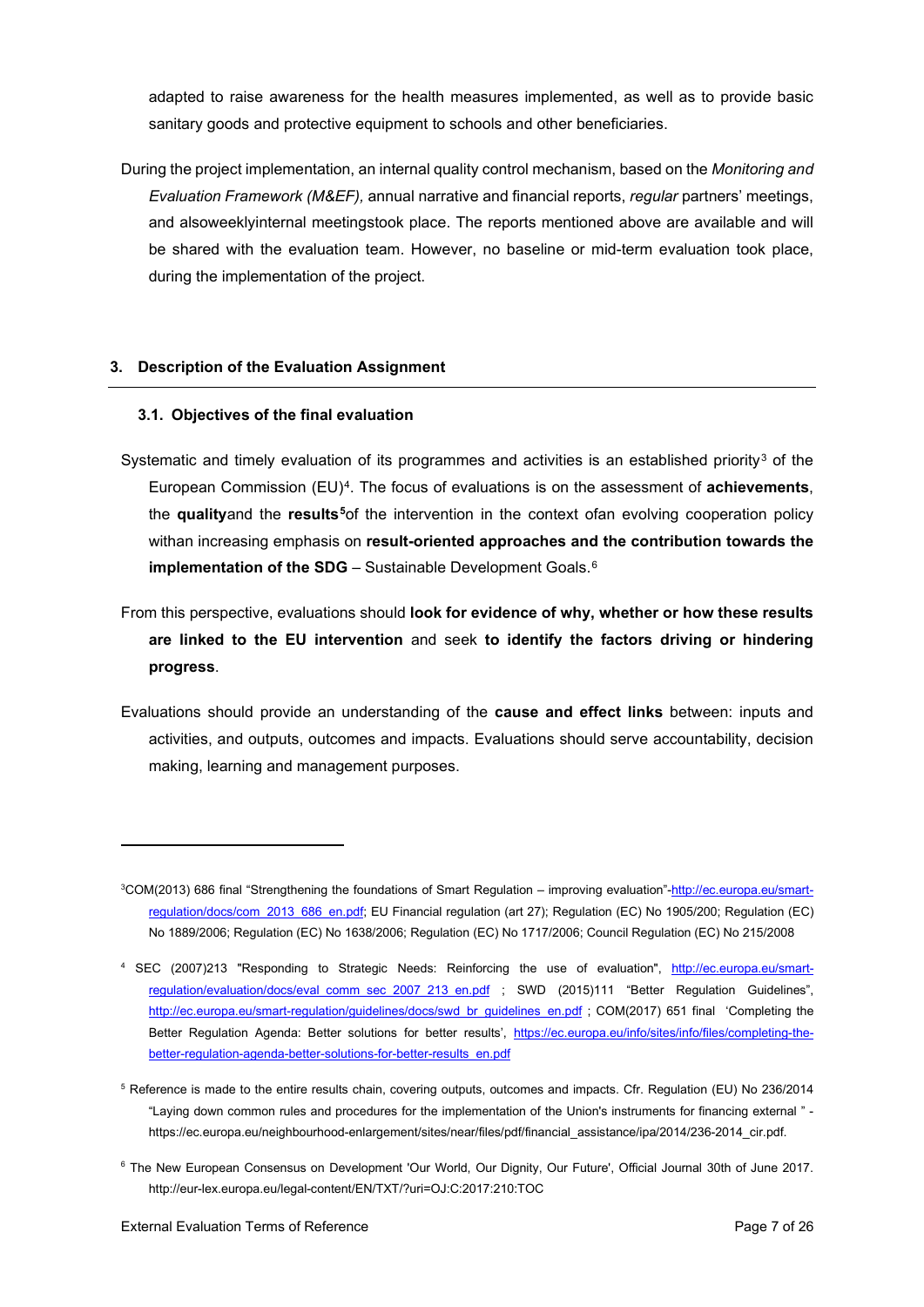adapted to raise awareness for the health measures implemented, as well as to provide basic sanitary goods and protective equipment to schools and other beneficiaries.

During the project implementation, an internal quality control mechanism, based on the *Monitoring and Evaluation Framework (M&EF),* annual narrative and financial reports, *regular* partners' meetings, and alsoweeklyinternal meetingstook place. The reports mentioned above are available and will be shared with the evaluation team. However, no baseline or mid-term evaluation took place, during the implementation of the project.

## 3. Description of the Evaluation Assignment

### 3.1. Objectives of the final evaluation

Systematic and timely evaluation of its programmes and activities is an established priority[3] of the European Commission (EU)[4]. The focus of evaluations is on the assessment of **achievements**, the **quality**and the **results**[5]of the intervention in the context ofan evolving cooperation policy withan increasing emphasis on **result-oriented approaches and the contribution towards the implementation of the SDG** – Sustainable Development Goals.[6]

From this perspective, evaluations should **look for evidence of why, whether or how these results are linked to the EU intervention** and seek **to identify the factors driving or hindering progress**.

Evaluations should provide an understanding of the **cause and effect links** between: inputs and activities, and outputs, outcomes and impacts. Evaluations should serve accountability, decision making, learning and management purposes.

---

[3] COM(2013) 686 final "Strengthening the foundations of Smart Regulation – improving evaluation"-http://ec.europa.eu/smart-regulation/docs/com_2013_686_en.pdf; EU Financial regulation (art 27); Regulation (EC) No 1905/200; Regulation (EC) No 1889/2006; Regulation (EC) No 1638/2006; Regulation (EC) No 1717/2006; Council Regulation (EC) No 215/2008

[4] SEC (2007)213 "Responding to Strategic Needs: Reinforcing the use of evaluation", http://ec.europa.eu/smart-regulation/evaluation/docs/eval_comm_sec_2007_213_en.pdf ; SWD (2015)111 "Better Regulation Guidelines", http://ec.europa.eu/smart-regulation/guidelines/docs/swd_br_guidelines_en.pdf ; COM(2017) 651 final 'Completing the Better Regulation Agenda: Better solutions for better results', https://ec.europa.eu/info/sites/info/files/completing-the-better-regulation-agenda-better-solutions-for-better-results_en.pdf

[5] Reference is made to the entire results chain, covering outputs, outcomes and impacts. Cfr. Regulation (EU) No 236/2014 "Laying down common rules and procedures for the implementation of the Union's instruments for financing external " - https://ec.europa.eu/neighbourhood-enlargement/sites/near/files/pdf/financial_assistance/ipa/2014/236-2014_cir.pdf.

[6] The New European Consensus on Development 'Our World, Our Dignity, Our Future', Official Journal 30th of June 2017. http://eur-lex.europa.eu/legal-content/EN/TXT/?uri=OJ:C:2017:210:TOC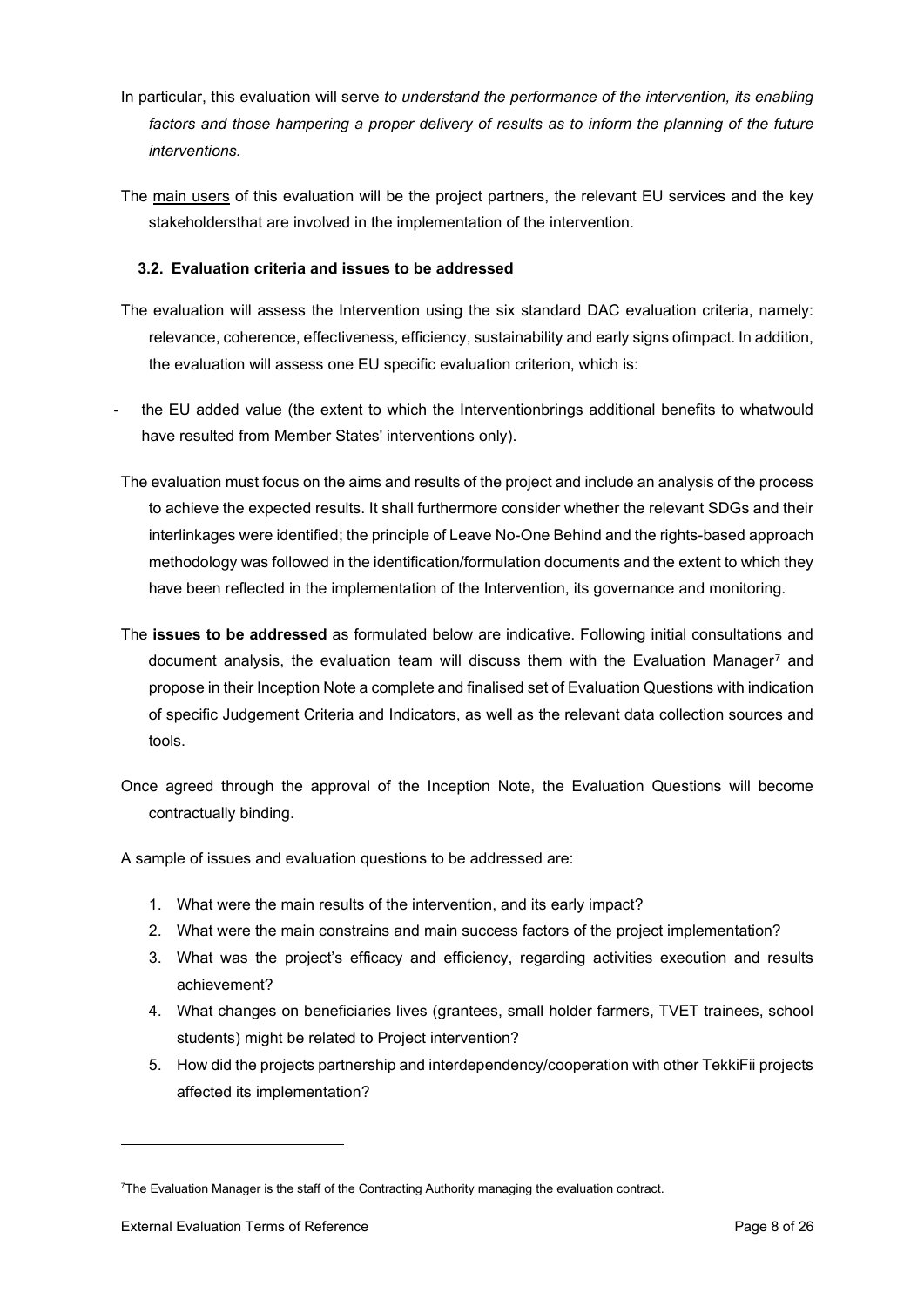In particular, this evaluation will serve *to understand the performance of the intervention, its enabling factors and those hampering a proper delivery of results as to inform the planning of the future interventions.*

The main users of this evaluation will be the project partners, the relevant EU services and the key stakeholdersthat are involved in the implementation of the intervention.

### 3.2. Evaluation criteria and issues to be addressed

The evaluation will assess the Intervention using the six standard DAC evaluation criteria, namely: relevance, coherence, effectiveness, efficiency, sustainability and early signs ofimpact. In addition, the evaluation will assess one EU specific evaluation criterion, which is:

- the EU added value (the extent to which the Interventionbrings additional benefits to whatwould have resulted from Member States' interventions only).

The evaluation must focus on the aims and results of the project and include an analysis of the process to achieve the expected results. It shall furthermore consider whether the relevant SDGs and their interlinkages were identified; the principle of Leave No-One Behind and the rights-based approach methodology was followed in the identification/formulation documents and the extent to which they have been reflected in the implementation of the Intervention, its governance and monitoring.

The **issues to be addressed** as formulated below are indicative. Following initial consultations and document analysis, the evaluation team will discuss them with the Evaluation Manager[7] and propose in their Inception Note a complete and finalised set of Evaluation Questions with indication of specific Judgement Criteria and Indicators, as well as the relevant data collection sources and tools.

Once agreed through the approval of the Inception Note, the Evaluation Questions will become contractually binding.

A sample of issues and evaluation questions to be addressed are:

1. What were the main results of the intervention, and its early impact?
2. What were the main constrains and main success factors of the project implementation?
3. What was the project's efficacy and efficiency, regarding activities execution and results achievement?
4. What changes on beneficiaries lives (grantees, small holder farmers, TVET trainees, school students) might be related to Project intervention?
5. How did the projects partnership and interdependency/cooperation with other TekkiFii projects affected its implementation?

[7] The Evaluation Manager is the staff of the Contracting Authority managing the evaluation contract.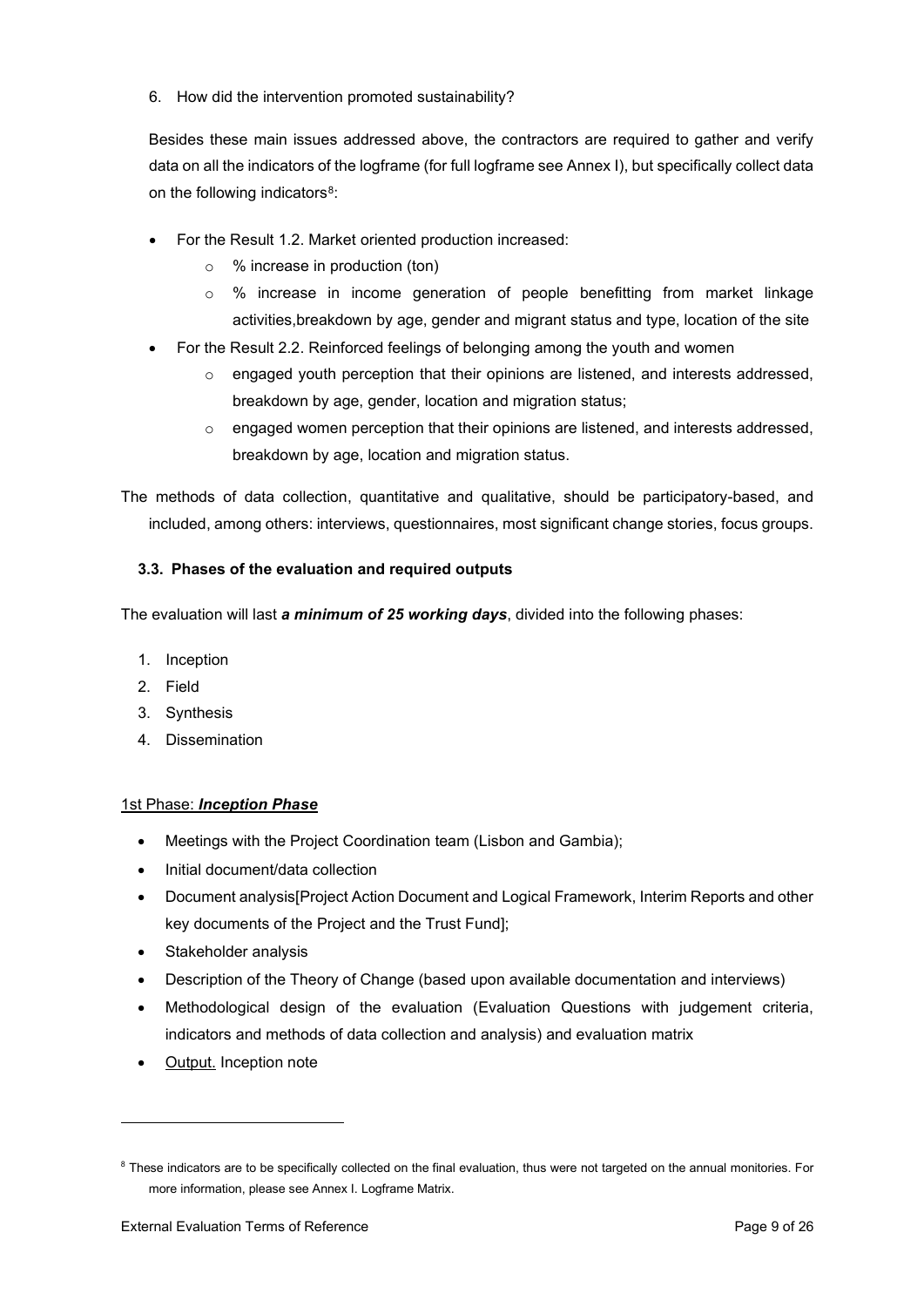6. How did the intervention promoted sustainability?

Besides these main issues addressed above, the contractors are required to gather and verify data on all the indicators of the logframe (for full logframe see Annex I), but specifically collect data on the following indicators[8]:

- For the Result 1.2. Market oriented production increased:
  - % increase in production (ton)
  - % increase in income generation of people benefitting from market linkage activities,breakdown by age, gender and migrant status and type, location of the site
- For the Result 2.2. Reinforced feelings of belonging among the youth and women
  - engaged youth perception that their opinions are listened, and interests addressed, breakdown by age, gender, location and migration status;
  - engaged women perception that their opinions are listened, and interests addressed, breakdown by age, location and migration status.

The methods of data collection, quantitative and qualitative, should be participatory-based, and included, among others: interviews, questionnaires, most significant change stories, focus groups.

### 3.3. Phases of the evaluation and required outputs

The evaluation will last ***a minimum of 25 working days***, divided into the following phases:

1. Inception
2. Field
3. Synthesis
4. Dissemination

1st Phase: ***Inception Phase***

- Meetings with the Project Coordination team (Lisbon and Gambia);
- Initial document/data collection
- Document analysis[Project Action Document and Logical Framework, Interim Reports and other key documents of the Project and the Trust Fund];
- Stakeholder analysis
- Description of the Theory of Change (based upon available documentation and interviews)
- Methodological design of the evaluation (Evaluation Questions with judgement criteria, indicators and methods of data collection and analysis) and evaluation matrix
- Output. Inception note

[8] These indicators are to be specifically collected on the final evaluation, thus were not targeted on the annual monitories. For more information, please see Annex I. Logframe Matrix.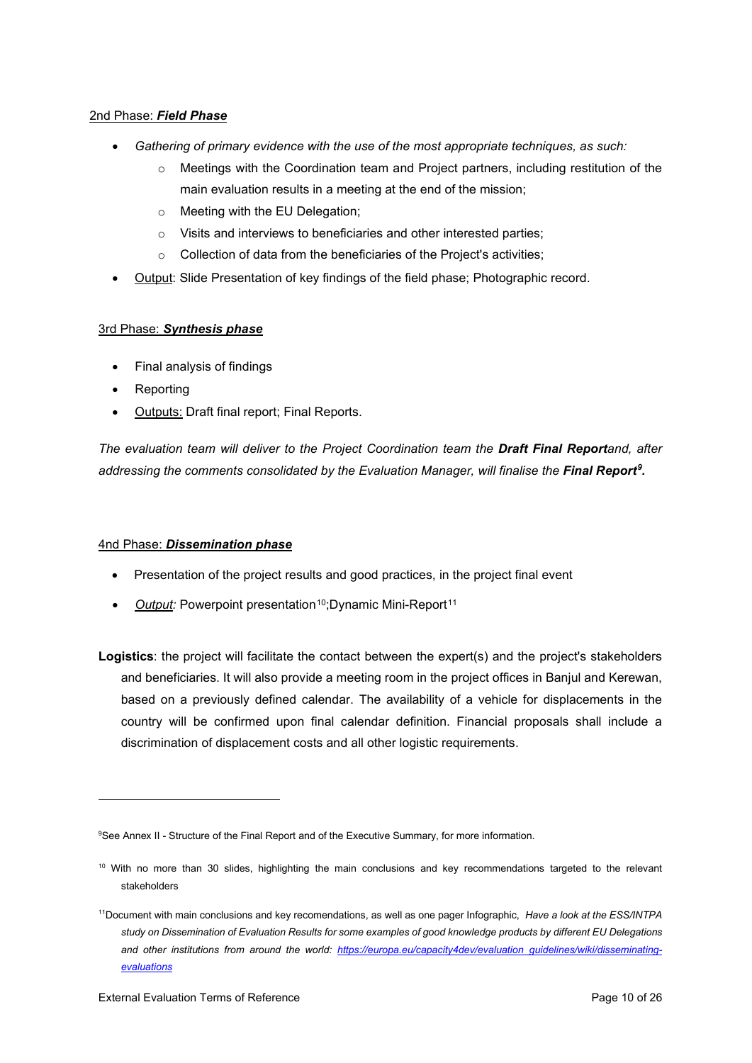2nd Phase: ***Field Phase***

- *Gathering of primary evidence with the use of the most appropriate techniques, as such:*
    - Meetings with the Coordination team and Project partners, including restitution of the main evaluation results in a meeting at the end of the mission;
    - Meeting with the EU Delegation;
    - Visits and interviews to beneficiaries and other interested parties;
    - Collection of data from the beneficiaries of the Project's activities;
- Output: Slide Presentation of key findings of the field phase; Photographic record.

3rd Phase: ***Synthesis phase***

- Final analysis of findings
- Reporting
- Outputs: Draft final report; Final Reports.

*The evaluation team will deliver to the Project Coordination team the **Draft Final Report**and, after addressing the comments consolidated by the Evaluation Manager, will finalise the **Final Report**[9].*

4nd Phase: ***Dissemination phase***

- Presentation of the project results and good practices, in the project final event
- *Output:* Powerpoint presentation[10];Dynamic Mini-Report[11]

**Logistics**: the project will facilitate the contact between the expert(s) and the project's stakeholders and beneficiaries. It will also provide a meeting room in the project offices in Banjul and Kerewan, based on a previously defined calendar. The availability of a vehicle for displacements in the country will be confirmed upon final calendar definition. Financial proposals shall include a discrimination of displacement costs and all other logistic requirements.

---

[9]See Annex II - Structure of the Final Report and of the Executive Summary, for more information.

[10] With no more than 30 slides, highlighting the main conclusions and key recommendations targeted to the relevant stakeholders

[11]Document with main conclusions and key recomendations, as well as one pager Infographic, *Have a look at the ESS/INTPA study on Dissemination of Evaluation Results for some examples of good knowledge products by different EU Delegations and other institutions from around the world: https://europa.eu/capacity4dev/evaluation_guidelines/wiki/disseminating-evaluations*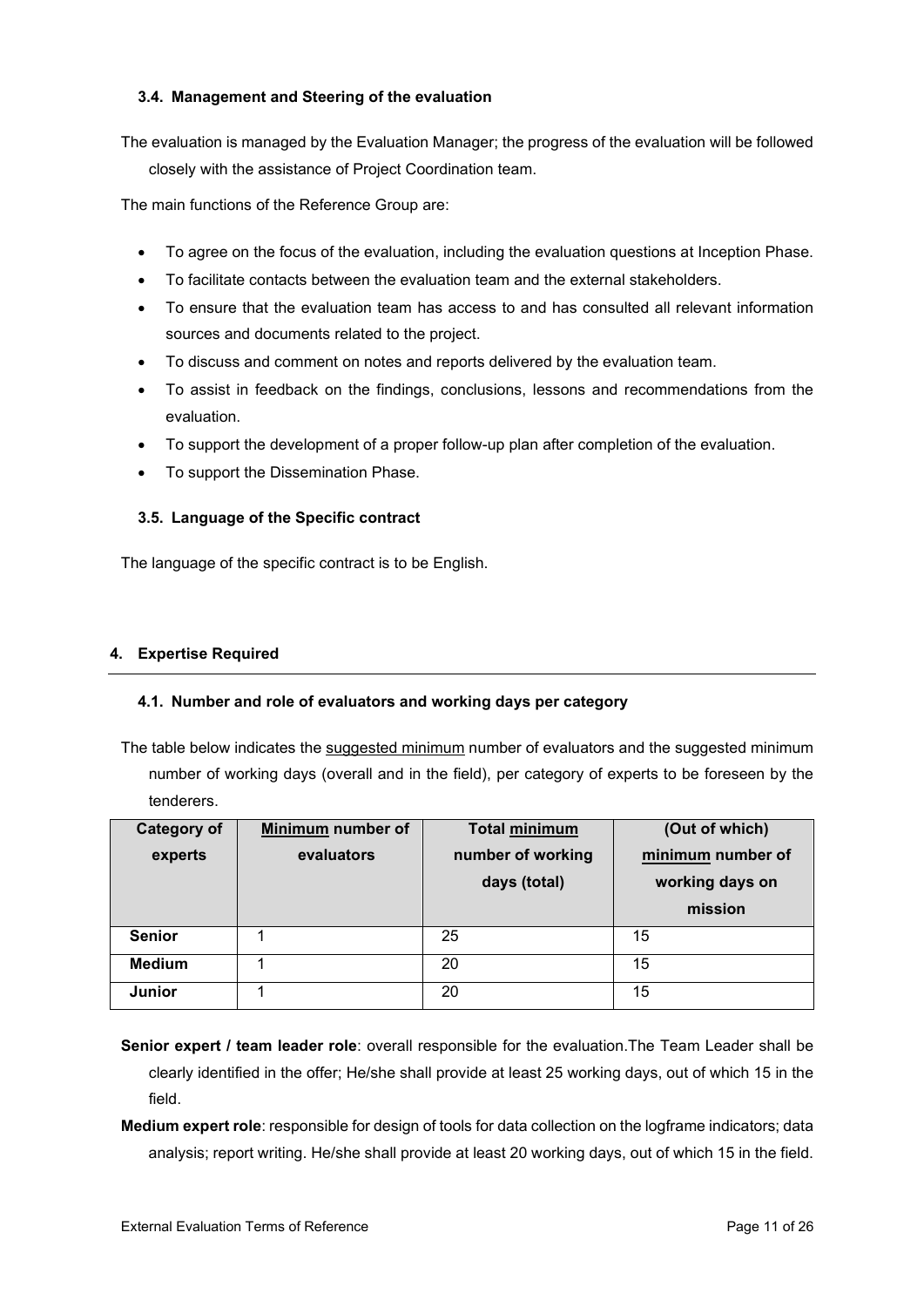### 3.4. Management and Steering of the evaluation

The evaluation is managed by the Evaluation Manager; the progress of the evaluation will be followed closely with the assistance of Project Coordination team.

The main functions of the Reference Group are:

- To agree on the focus of the evaluation, including the evaluation questions at Inception Phase.
- To facilitate contacts between the evaluation team and the external stakeholders.
- To ensure that the evaluation team has access to and has consulted all relevant information sources and documents related to the project.
- To discuss and comment on notes and reports delivered by the evaluation team.
- To assist in feedback on the findings, conclusions, lessons and recommendations from the evaluation.
- To support the development of a proper follow-up plan after completion of the evaluation.
- To support the Dissemination Phase.

### 3.5. Language of the Specific contract

The language of the specific contract is to be English.

## 4. Expertise Required

### 4.1. Number and role of evaluators and working days per category

The table below indicates the suggested minimum number of evaluators and the suggested minimum number of working days (overall and in the field), per category of experts to be foreseen by the tenderers.

| Category of experts | Minimum number of evaluators | Total minimum number of working days (total) | (Out of which) minimum number of working days on mission |
|---|---|---|---|
| **Senior** | 1 | 25 | 15 |
| **Medium** | 1 | 20 | 15 |
| **Junior** | 1 | 20 | 15 |

**Senior expert / team leader role**: overall responsible for the evaluation.The Team Leader shall be clearly identified in the offer; He/she shall provide at least 25 working days, out of which 15 in the field.

**Medium expert role**: responsible for design of tools for data collection on the logframe indicators; data analysis; report writing. He/she shall provide at least 20 working days, out of which 15 in the field.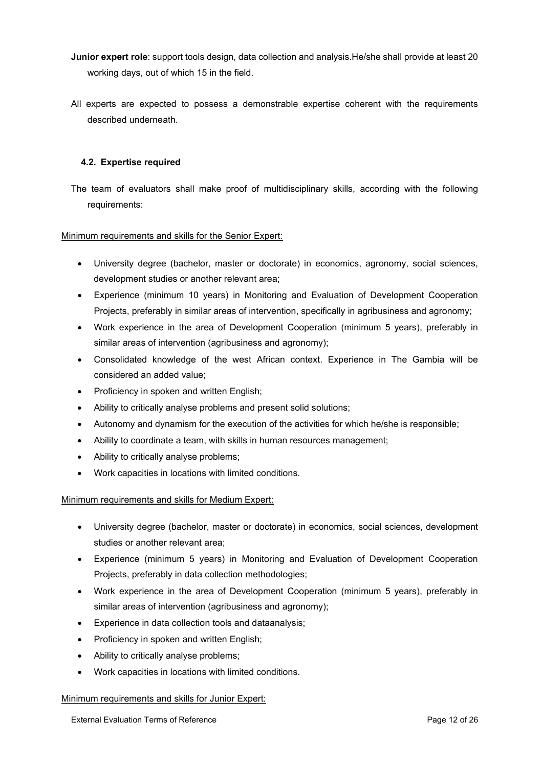**Junior expert role**: support tools design, data collection and analysis.He/she shall provide at least 20 working days, out of which 15 in the field.

All experts are expected to possess a demonstrable expertise coherent with the requirements described underneath.

### 4.2. Expertise required

The team of evaluators shall make proof of multidisciplinary skills, according with the following requirements:

<u>Minimum requirements and skills for the Senior Expert:</u>

- University degree (bachelor, master or doctorate) in economics, agronomy, social sciences, development studies or another relevant area;
- Experience (minimum 10 years) in Monitoring and Evaluation of Development Cooperation Projects, preferably in similar areas of intervention, specifically in agribusiness and agronomy;
- Work experience in the area of Development Cooperation (minimum 5 years), preferably in similar areas of intervention (agribusiness and agronomy);
- Consolidated knowledge of the west African context. Experience in The Gambia will be considered an added value;
- Proficiency in spoken and written English;
- Ability to critically analyse problems and present solid solutions;
- Autonomy and dynamism for the execution of the activities for which he/she is responsible;
- Ability to coordinate a team, with skills in human resources management;
- Ability to critically analyse problems;
- Work capacities in locations with limited conditions.

<u>Minimum requirements and skills for Medium Expert:</u>

- University degree (bachelor, master or doctorate) in economics, social sciences, development studies or another relevant area;
- Experience (minimum 5 years) in Monitoring and Evaluation of Development Cooperation Projects, preferably in data collection methodologies;
- Work experience in the area of Development Cooperation (minimum 5 years), preferably in similar areas of intervention (agribusiness and agronomy);
- Experience in data collection tools and dataanalysis;
- Proficiency in spoken and written English;
- Ability to critically analyse problems;
- Work capacities in locations with limited conditions.

<u>Minimum requirements and skills for Junior Expert:</u>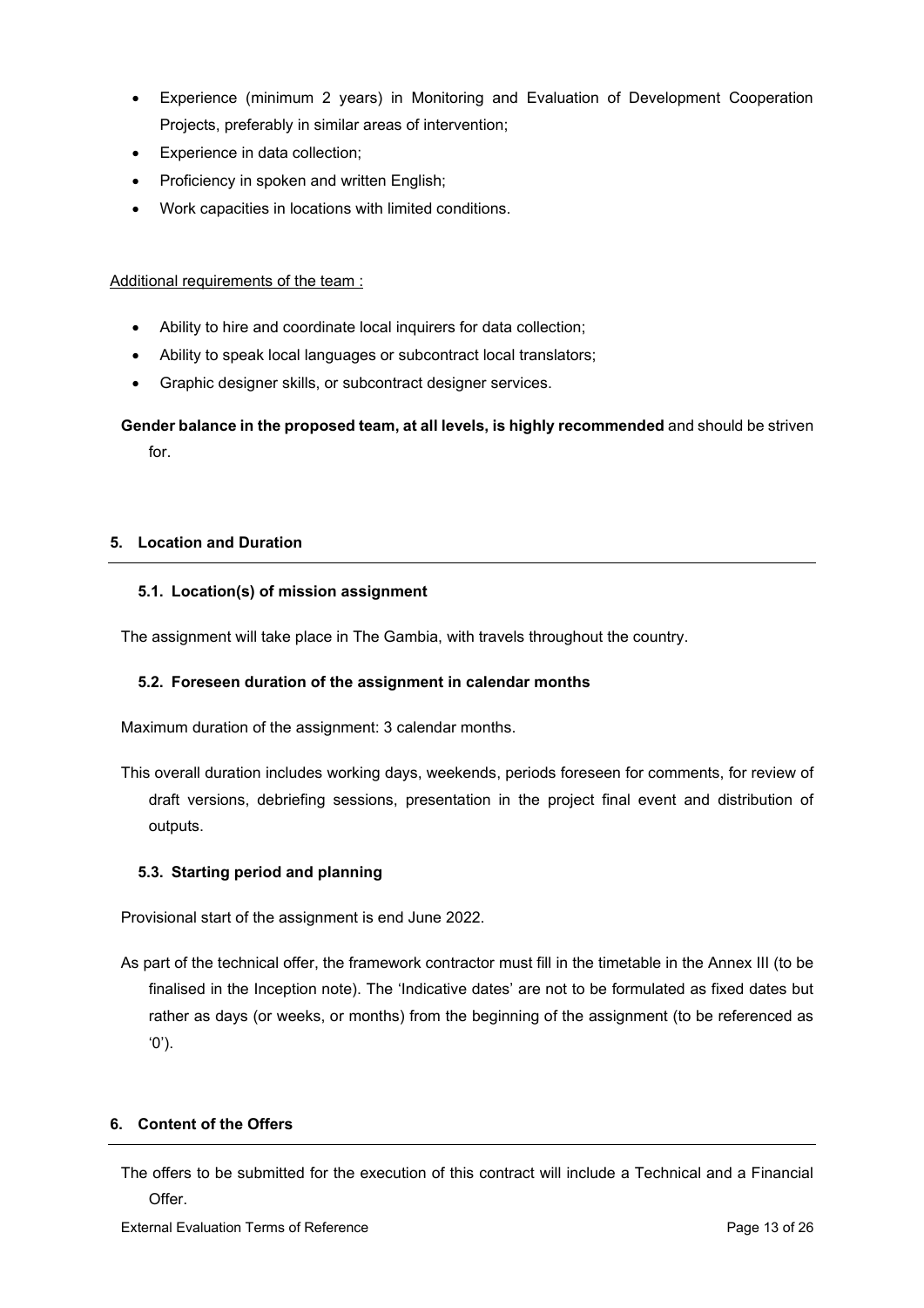- Experience (minimum 2 years) in Monitoring and Evaluation of Development Cooperation Projects, preferably in similar areas of intervention;
- Experience in data collection;
- Proficiency in spoken and written English;
- Work capacities in locations with limited conditions.

Additional requirements of the team :

- Ability to hire and coordinate local inquirers for data collection;
- Ability to speak local languages or subcontract local translators;
- Graphic designer skills, or subcontract designer services.

**Gender balance in the proposed team, at all levels, is highly recommended** and should be striven for.

## 5. Location and Duration

### 5.1. Location(s) of mission assignment

The assignment will take place in The Gambia, with travels throughout the country.

### 5.2. Foreseen duration of the assignment in calendar months

Maximum duration of the assignment: 3 calendar months.

This overall duration includes working days, weekends, periods foreseen for comments, for review of draft versions, debriefing sessions, presentation in the project final event and distribution of outputs.

### 5.3. Starting period and planning

Provisional start of the assignment is end June 2022.

As part of the technical offer, the framework contractor must fill in the timetable in the Annex III (to be finalised in the Inception note). The 'Indicative dates' are not to be formulated as fixed dates but rather as days (or weeks, or months) from the beginning of the assignment (to be referenced as '0').

## 6. Content of the Offers

The offers to be submitted for the execution of this contract will include a Technical and a Financial Offer.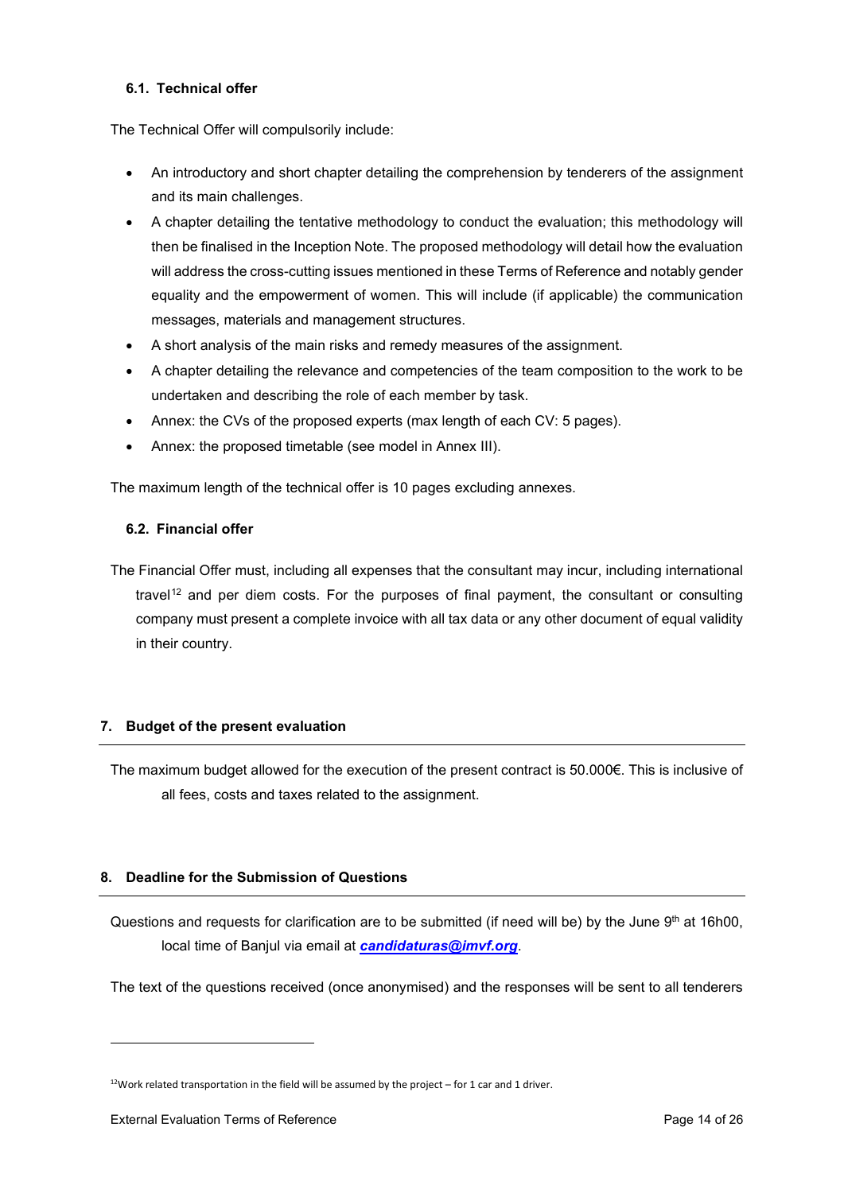### 6.1. Technical offer

The Technical Offer will compulsorily include:

- An introductory and short chapter detailing the comprehension by tenderers of the assignment and its main challenges.
- A chapter detailing the tentative methodology to conduct the evaluation; this methodology will then be finalised in the Inception Note. The proposed methodology will detail how the evaluation will address the cross-cutting issues mentioned in these Terms of Reference and notably gender equality and the empowerment of women. This will include (if applicable) the communication messages, materials and management structures.
- A short analysis of the main risks and remedy measures of the assignment.
- A chapter detailing the relevance and competencies of the team composition to the work to be undertaken and describing the role of each member by task.
- Annex: the CVs of the proposed experts (max length of each CV: 5 pages).
- Annex: the proposed timetable (see model in Annex III).

The maximum length of the technical offer is 10 pages excluding annexes.

### 6.2. Financial offer

The Financial Offer must, including all expenses that the consultant may incur, including international travel[12] and per diem costs. For the purposes of final payment, the consultant or consulting company must present a complete invoice with all tax data or any other document of equal validity in their country.

## 7. Budget of the present evaluation

The maximum budget allowed for the execution of the present contract is 50.000€. This is inclusive of all fees, costs and taxes related to the assignment.

## 8. Deadline for the Submission of Questions

Questions and requests for clarification are to be submitted (if need will be) by the June 9th at 16h00, local time of Banjul via email at ***candidaturas@imvf.org***.

The text of the questions received (once anonymised) and the responses will be sent to all tenderers

---

[12] Work related transportation in the field will be assumed by the project – for 1 car and 1 driver.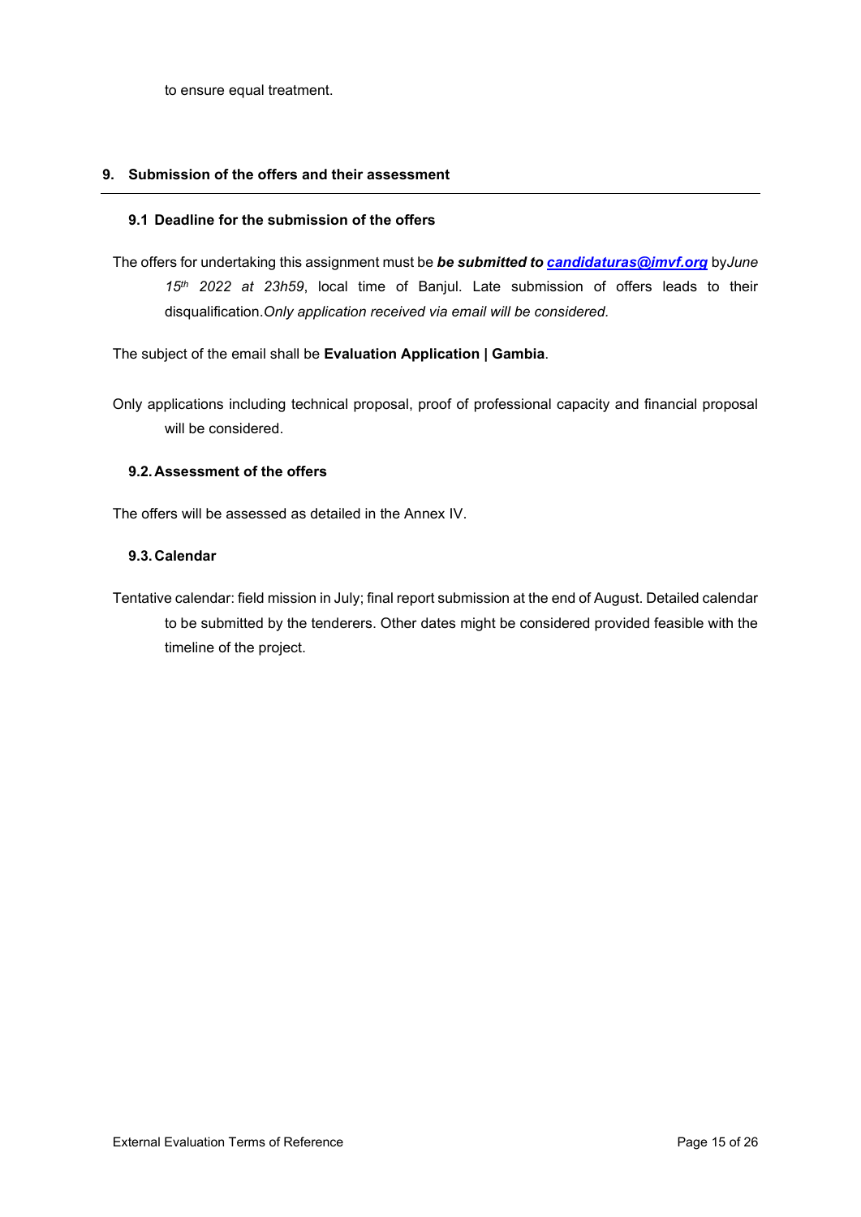to ensure equal treatment.

## 9. Submission of the offers and their assessment

### 9.1 Deadline for the submission of the offers

The offers for undertaking this assignment must be ***be submitted to [candidaturas@imvf.org](mailto:candidaturas@imvf.org)*** by*June 15th 2022 at 23h59*, local time of Banjul. Late submission of offers leads to their disqualification.*Only application received via email will be considered.*

The subject of the email shall be **Evaluation Application | Gambia**.

Only applications including technical proposal, proof of professional capacity and financial proposal will be considered.

### 9.2. Assessment of the offers

The offers will be assessed as detailed in the Annex IV.

### 9.3. Calendar

Tentative calendar: field mission in July; final report submission at the end of August. Detailed calendar to be submitted by the tenderers. Other dates might be considered provided feasible with the timeline of the project.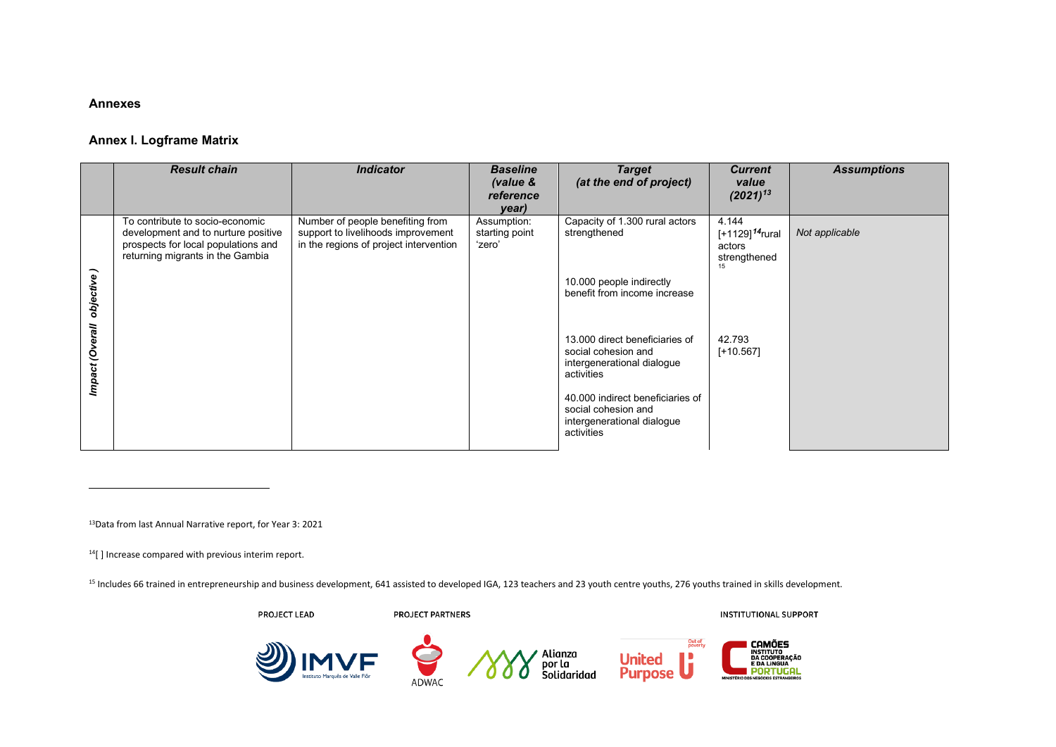## Annexes

### Annex I. Logframe Matrix

| | *Result chain* | *Indicator* | *Baseline (value & reference year)* | *Target (at the end of project)* | *Current value (2021)*[13] | *Assumptions* |
|---|---|---|---|---|---|---|
| *Impact (Overall objective)* | To contribute to socio-economic development and to nurture positive prospects for local populations and returning migrants in the Gambia | Number of people benefiting from support to livelihoods improvement in the regions of project intervention | Assumption: starting point 'zero' | Capacity of 1.300 rural actors strengthened | 4.144 [+1129][14] rural actors strengthened[15] | *Not applicable* |
| | | | | 10.000 people indirectly benefit from income increase | | |
| | | | | 13.000 direct beneficiaries of social cohesion and intergenerational dialogue activities | 42.793 [+10.567] | |
| | | | | 40.000 indirect beneficiaries of social cohesion and intergenerational dialogue activities | | |

[13] Data from last Annual Narrative report, for Year 3: 2021

[14] [ ] Increase compared with previous interim report.

[15] Includes 66 trained in entrepreneurship and business development, 641 assisted to developed IGA, 123 teachers and 23 youth centre youths, 276 youths trained in skills development.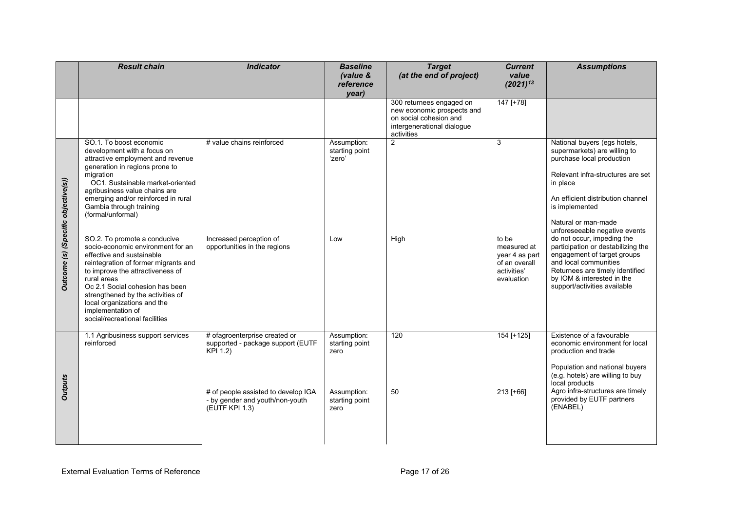| | *Result chain* | *Indicator* | *Baseline (value & reference year)* | *Target (at the end of project)* | *Current value (2021)*[13] | *Assumptions* |
|---|---|---|---|---|---|---|
| | | | | 300 returnees engaged on new economic prospects and on social cohesion and intergenerational dialogue activities | 147 [+78] | |
| ***Outcome (s) (Specific objective(s))*** | SO.1. To boost economic development with a focus on attractive employment and revenue generation in regions prone to migration<br>OC1. Sustainable market-oriented agribusiness value chains are emerging and/or reinforced in rural Gambia through training (formal/unformal) | # value chains reinforced | Assumption: starting point 'zero' | 2 | 3 | National buyers (egs hotels, supermarkets) are willing to purchase local production<br><br>Relevant infra-structures are set in place<br><br>An efficient distribution channel is implemented<br><br>Natural or man-made unforeseeable negative events do not occur, impeding the participation or destabilizing the engagement of target groups and local communities<br>Returnees are timely identified by IOM & interested in the support/activities available |
| | SO.2. To promote a conducive socio-economic environment for an effective and sustainable reintegration of former migrants and to improve the attractiveness of rural areas<br>Oc 2.1 Social cohesion has been strengthened by the activities of local organizations and the implementation of social/recreational facilities | Increased perception of opportunities in the regions | Low | High | to be measured at year 4 as part of an overall activities' evaluation | |
| ***Outputs*** | 1.1 Agribusiness support services reinforced | # ofagroenterprise created or supported - package support (EUTF KPI 1.2) | Assumption: starting point zero | 120 | 154 [+125] | Existence of a favourable economic environment for local production and trade<br><br>Population and national buyers (e.g. hotels) are willing to buy local products |
| | | # of people assisted to develop IGA - by gender and youth/non-youth (EUTF KPI 1.3) | Assumption: starting point zero | 50 | 213 [+66] | Agro infra-structures are timely provided by EUTF partners (ENABEL) |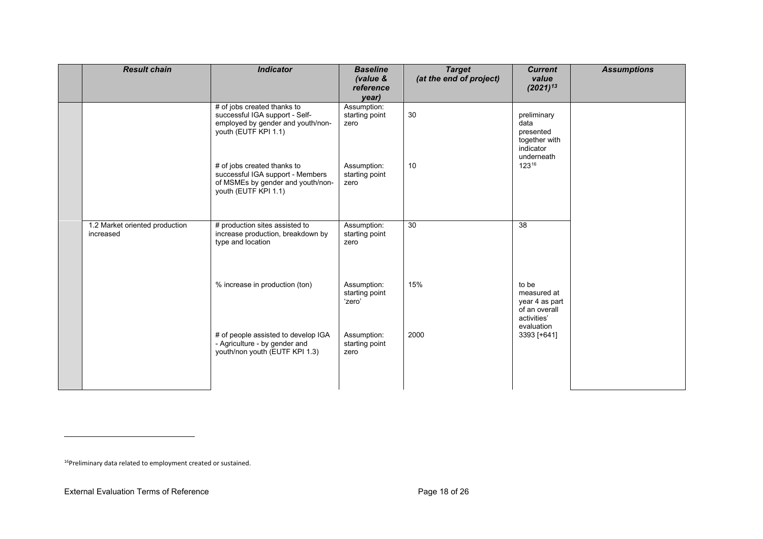| | *Result chain* | *Indicator* | *Baseline (value & reference year)* | *Target (at the end of project)* | *Current value (2021)[13]* | *Assumptions* |
|---|---|---|---|---|---|---|
| | | # of jobs created thanks to successful IGA support - Self-employed by gender and youth/non-youth (EUTF KPI 1.1) | Assumption: starting point zero | 30 | preliminary data presented together with indicator underneath | |
| | | # of jobs created thanks to successful IGA support - Members of MSMEs by gender and youth/non-youth (EUTF KPI 1.1) | Assumption: starting point zero | 10 | 123[16] | |
| | 1.2 Market oriented production increased | # production sites assisted to increase production, breakdown by type and location | Assumption: starting point zero | 30 | 38 | |
| | | % increase in production (ton) | Assumption: starting point 'zero' | 15% | to be measured at year 4 as part of an overall activities' evaluation | |
| | | # of people assisted to develop IGA - Agriculture - by gender and youth/non youth (EUTF KPI 1.3) | Assumption: starting point zero | 2000 | 3393 [+641] | |

[16]Preliminary data related to employment created or sustained.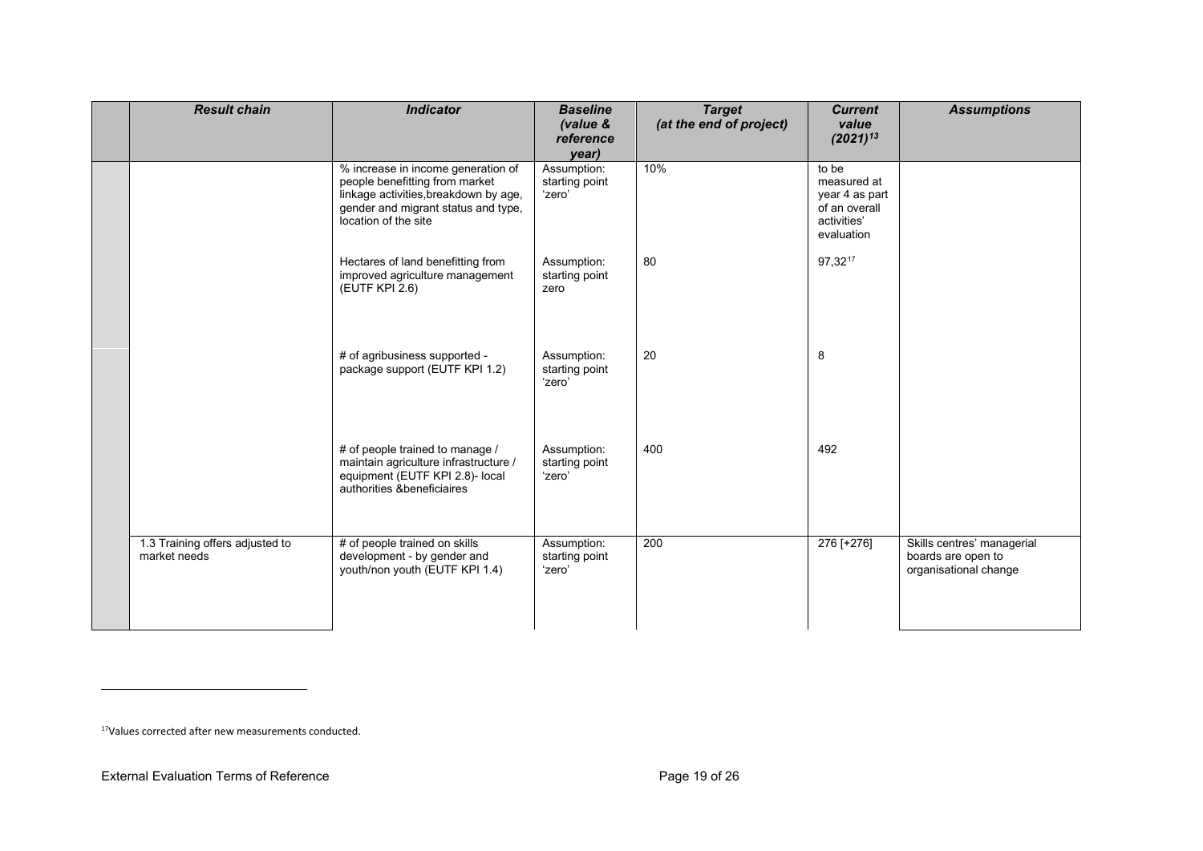| | Result chain | Indicator | Baseline (value & reference year) | Target (at the end of project) | Current value (2021)[13] | Assumptions |
|---|---|---|---|---|---|---|
| | | % increase in income generation of people benefitting from market linkage activities,breakdown by age, gender and migrant status and type, location of the site | Assumption: starting point 'zero' | 10% | to be measured at year 4 as part of an overall activities' evaluation | |
| | | Hectares of land benefitting from improved agriculture management (EUTF KPI 2.6) | Assumption: starting point zero | 80 | 97,32[17] | |
| | | # of agribusiness supported - package support (EUTF KPI 1.2) | Assumption: starting point 'zero' | 20 | 8 | |
| | | # of people trained to manage / maintain agriculture infrastructure / equipment (EUTF KPI 2.8)- local authorities &beneficiaires | Assumption: starting point 'zero' | 400 | 492 | |
| | 1.3 Training offers adjusted to market needs | # of people trained on skills development - by gender and youth/non youth (EUTF KPI 1.4) | Assumption: starting point 'zero' | 200 | 276 [+276] | Skills centres' managerial boards are open to organisational change |

[17]Values corrected after new measurements conducted.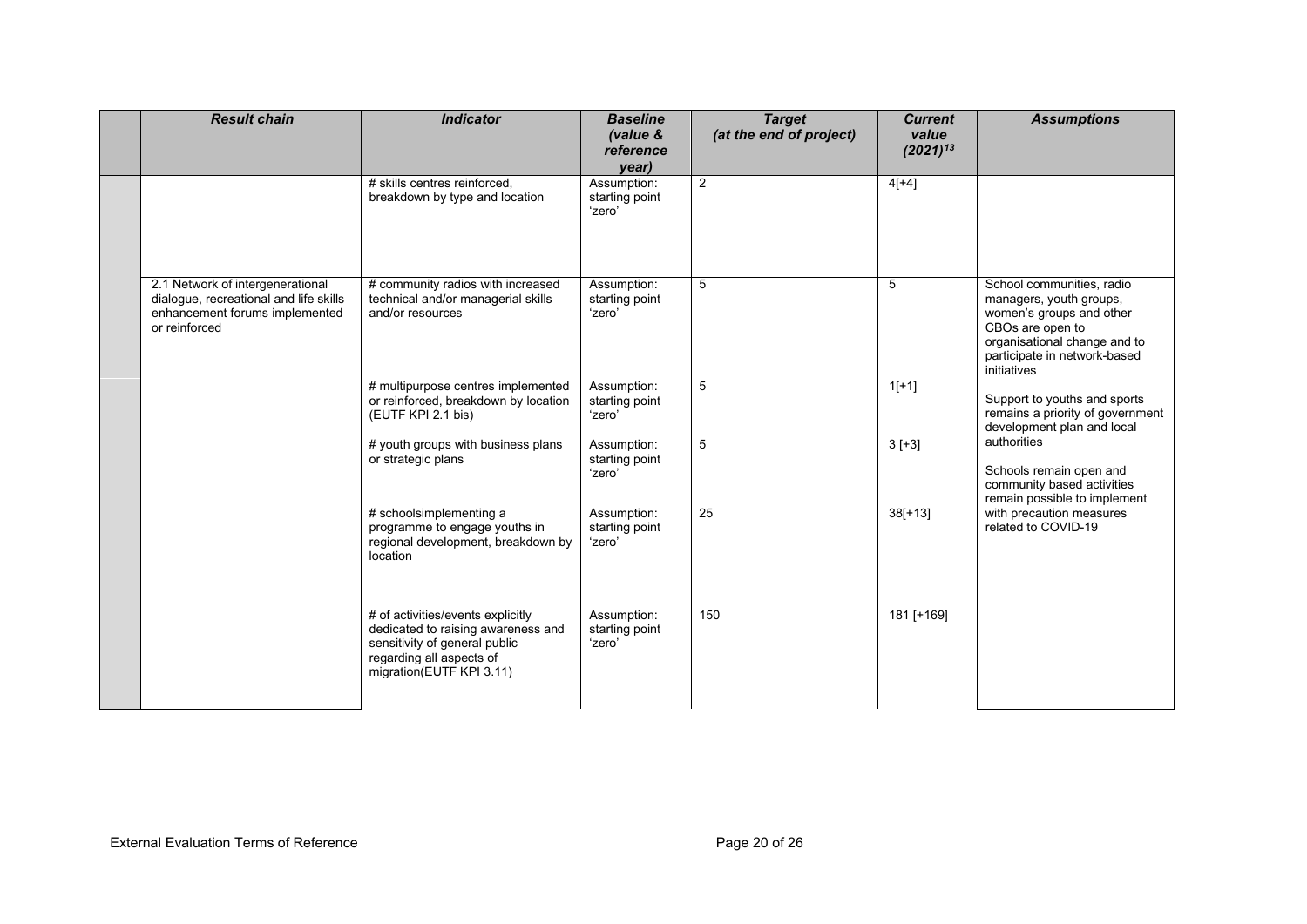| | Result chain | Indicator | Baseline (value & reference year) | Target (at the end of project) | Current value (2021)[13] | Assumptions |
|---|---|---|---|---|---|---|
| | | # skills centres reinforced, breakdown by type and location | Assumption: starting point 'zero' | 2 | 4[+4] | |
| | 2.1 Network of intergenerational dialogue, recreational and life skills enhancement forums implemented or reinforced | # community radios with increased technical and/or managerial skills and/or resources | Assumption: starting point 'zero' | 5 | 5 | School communities, radio managers, youth groups, women's groups and other CBOs are open to organisational change and to participate in network-based initiatives |
| | | # multipurpose centres implemented or reinforced, breakdown by location (EUTF KPI 2.1 bis) | Assumption: starting point 'zero' | 5 | 1[+1] | Support to youths and sports remains a priority of government development plan and local authorities |
| | | # youth groups with business plans or strategic plans | Assumption: starting point 'zero' | 5 | 3 [+3] | Schools remain open and community based activities remain possible to implement with precaution measures related to COVID-19 |
| | | # schoolsimplementing a programme to engage youths in regional development, breakdown by location | Assumption: starting point 'zero' | 25 | 38[+13] | |
| | | # of activities/events explicitly dedicated to raising awareness and sensitivity of general public regarding all aspects of migration(EUTF KPI 3.11) | Assumption: starting point 'zero' | 150 | 181 [+169] | |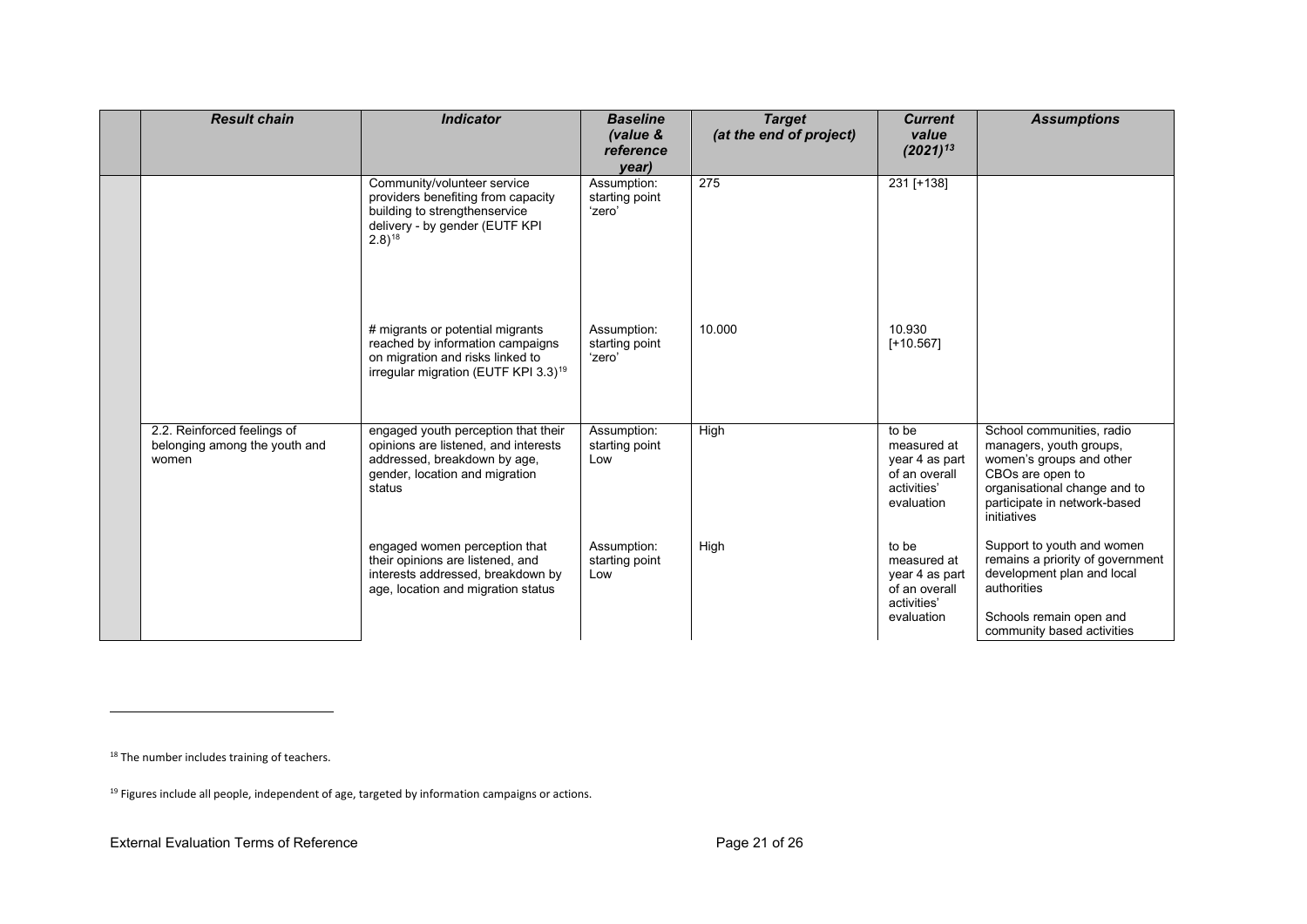| | *Result chain* | *Indicator* | *Baseline (value & reference year)* | *Target (at the end of project)* | *Current value (2021)*[13] | *Assumptions* |
|---|---|---|---|---|---|---|
| | | Community/volunteer service providers benefiting from capacity building to strengthenservice delivery - by gender (EUTF KPI 2.8)[18] | Assumption: starting point 'zero' | 275 | 231 [+138] | |
| | | # migrants or potential migrants reached by information campaigns on migration and risks linked to irregular migration (EUTF KPI 3.3)[19] | Assumption: starting point 'zero' | 10.000 | 10.930 [+10.567] | |
| | 2.2. Reinforced feelings of belonging among the youth and women | engaged youth perception that their opinions are listened, and interests addressed, breakdown by age, gender, location and migration status | Assumption: starting point Low | High | to be measured at year 4 as part of an overall activities' evaluation | School communities, radio managers, youth groups, women's groups and other CBOs are open to organisational change and to participate in network-based initiatives |
| | | engaged women perception that their opinions are listened, and interests addressed, breakdown by age, location and migration status | Assumption: starting point Low | High | to be measured at year 4 as part of an overall activities' evaluation | Support to youth and women remains a priority of government development plan and local authorities<br><br>Schools remain open and community based activities |

[18] The number includes training of teachers.

[19] Figures include all people, independent of age, targeted by information campaigns or actions.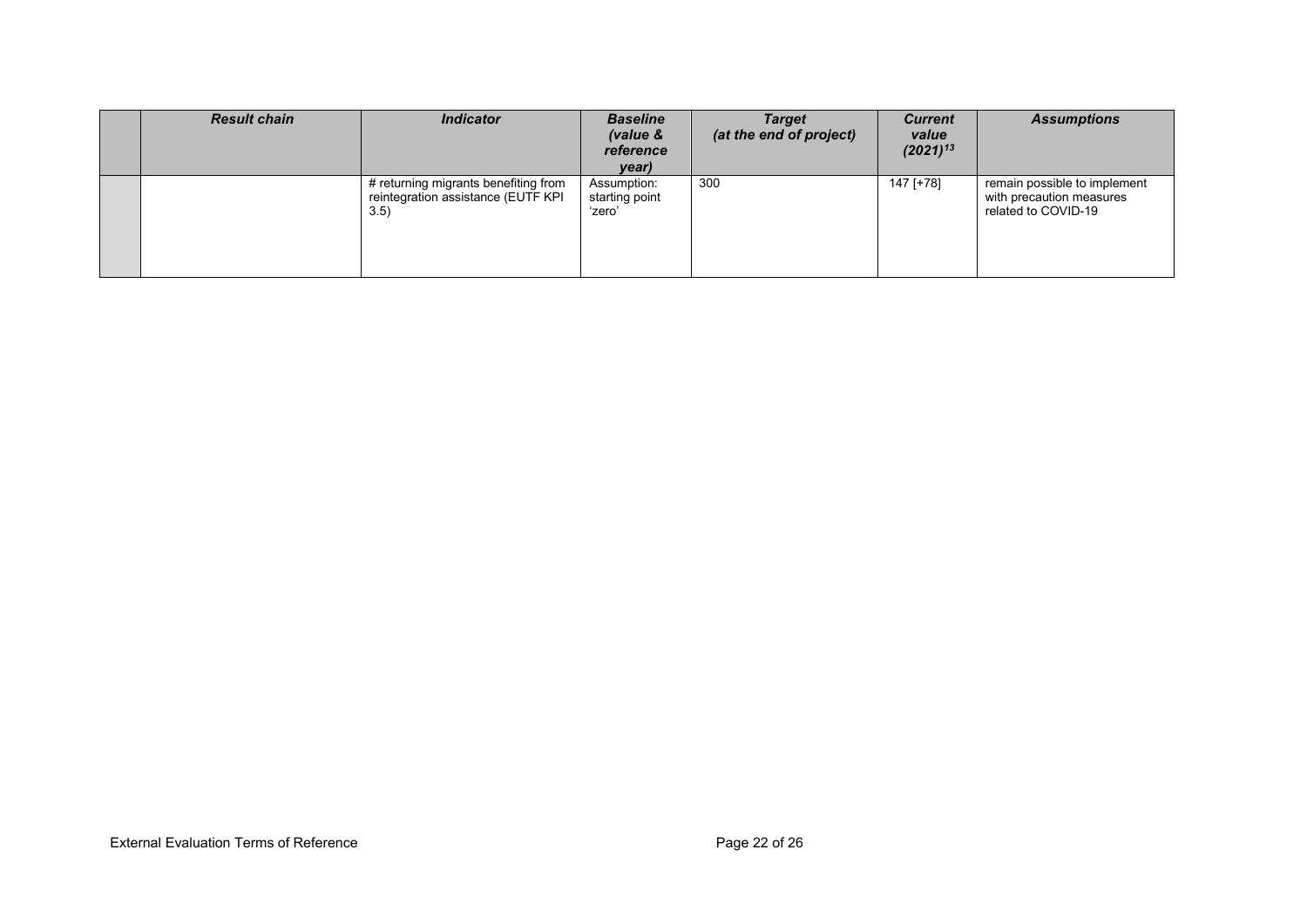| | *Result chain* | *Indicator* | *Baseline (value & reference year)* | *Target (at the end of project)* | *Current value (2021)*[13] | *Assumptions* |
|---|---|---|---|---|---|---|
| | | # returning migrants benefiting from reintegration assistance (EUTF KPI 3.5) | Assumption: starting point 'zero' | 300 | 147 [+78] | remain possible to implement with precaution measures related to COVID-19 |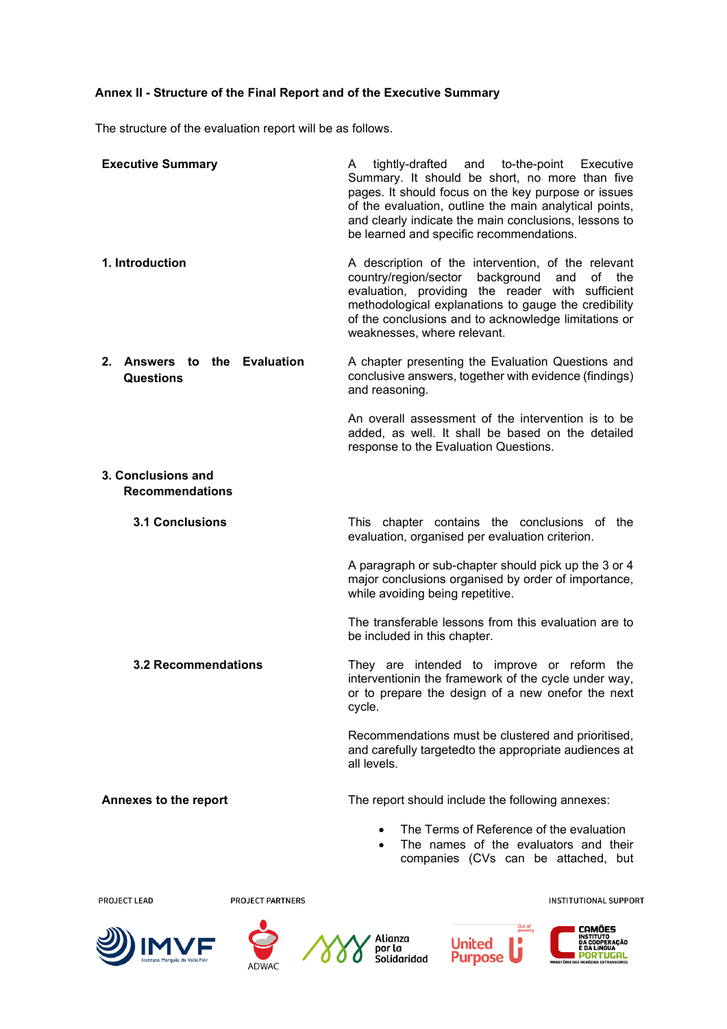**Annex II - Structure of the Final Report and of the Executive Summary**

The structure of the evaluation report will be as follows.

| | |
|---|---|
| **Executive Summary** | A tightly-drafted and to-the-point Executive Summary. It should be short, no more than five pages. It should focus on the key purpose or issues of the evaluation, outline the main analytical points, and clearly indicate the main conclusions, lessons to be learned and specific recommendations. |
| **1. Introduction** | A description of the intervention, of the relevant country/region/sector background and of the evaluation, providing the reader with sufficient methodological explanations to gauge the credibility of the conclusions and to acknowledge limitations or weaknesses, where relevant. |
| **2. Answers to the Evaluation Questions** | A chapter presenting the Evaluation Questions and conclusive answers, together with evidence (findings) and reasoning.<br><br>An overall assessment of the intervention is to be added, as well. It shall be based on the detailed response to the Evaluation Questions. |
| **3. Conclusions and Recommendations** | |
| **3.1 Conclusions** | This chapter contains the conclusions of the evaluation, organised per evaluation criterion.<br><br>A paragraph or sub-chapter should pick up the 3 or 4 major conclusions organised by order of importance, while avoiding being repetitive.<br><br>The transferable lessons from this evaluation are to be included in this chapter. |
| **3.2 Recommendations** | They are intended to improve or reform the interventionin the framework of the cycle under way, or to prepare the design of a new onefor the next cycle.<br><br>Recommendations must be clustered and prioritised, and carefully targetedto the appropriate audiences at all levels. |
| **Annexes to the report** | The report should include the following annexes:<br><br>• The Terms of Reference of the evaluation<br>• The names of the evaluators and their companies (CVs can be attached, but |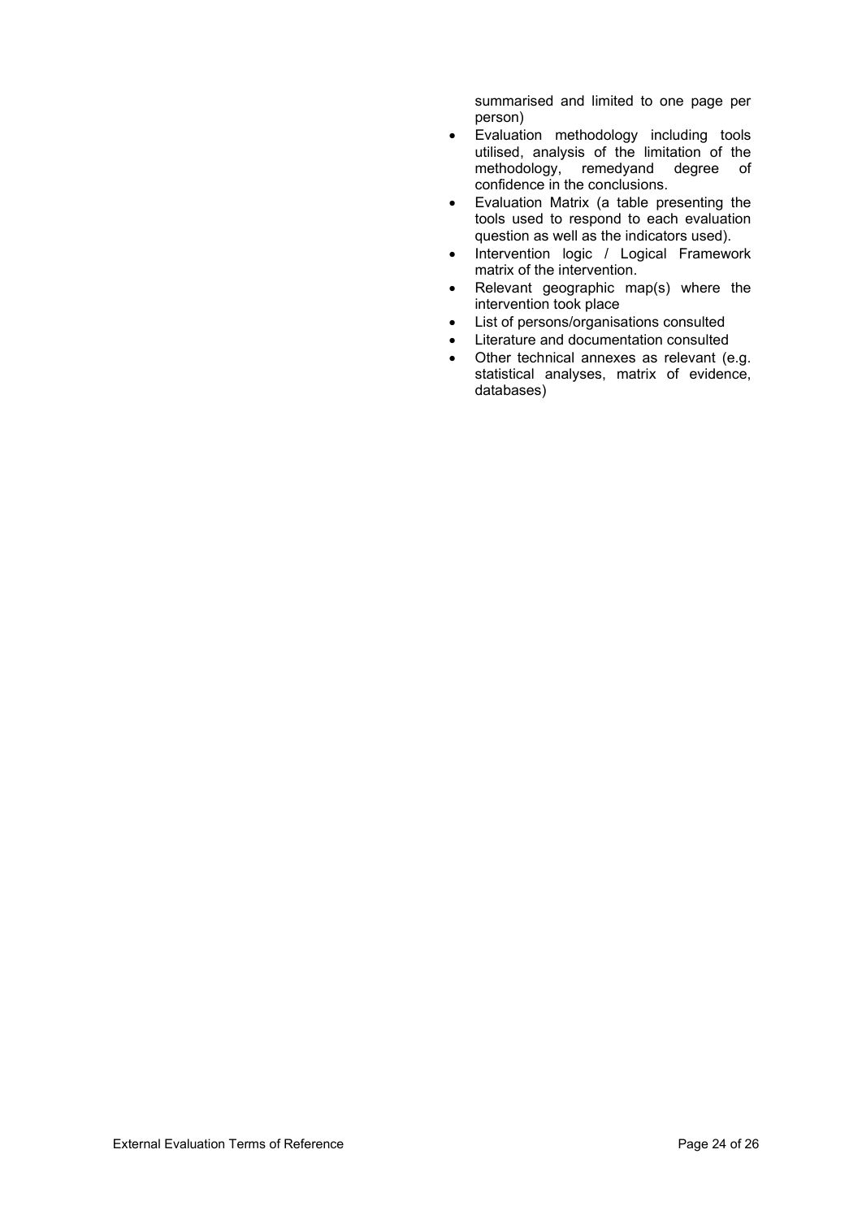summarised and limited to one page per person)

- Evaluation methodology including tools utilised, analysis of the limitation of the methodology, remedyand degree of confidence in the conclusions.
- Evaluation Matrix (a table presenting the tools used to respond to each evaluation question as well as the indicators used).
- Intervention logic / Logical Framework matrix of the intervention.
- Relevant geographic map(s) where the intervention took place
- List of persons/organisations consulted
- Literature and documentation consulted
- Other technical annexes as relevant (e.g. statistical analyses, matrix of evidence, databases)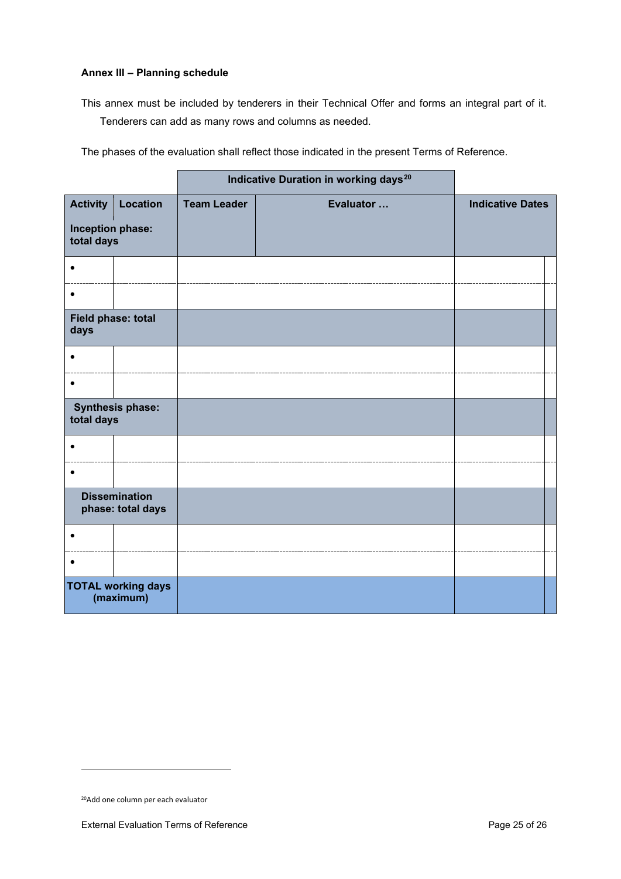**Annex III – Planning schedule**

This annex must be included by tenderers in their Technical Offer and forms an integral part of it. Tenderers can add as many rows and columns as needed.

The phases of the evaluation shall reflect those indicated in the present Terms of Reference.

| | | Indicative Duration in working days[20] | | |
|---|---|---|---|---|
| **Activity** | **Location** | **Team Leader** | **Evaluator …** | **Indicative Dates** |
| **Inception phase: total days** | | | | |
| • | | | | |
| • | | | | |
| **Field phase: total days** | | | | |
| • | | | | |
| • | | | | |
| **Synthesis phase: total days** | | | | |
| • | | | | |
| • | | | | |
| **Dissemination phase: total days** | | | | |
| • | | | | |
| • | | | | |
| **TOTAL working days (maximum)** | | | | |

[20] Add one column per each evaluator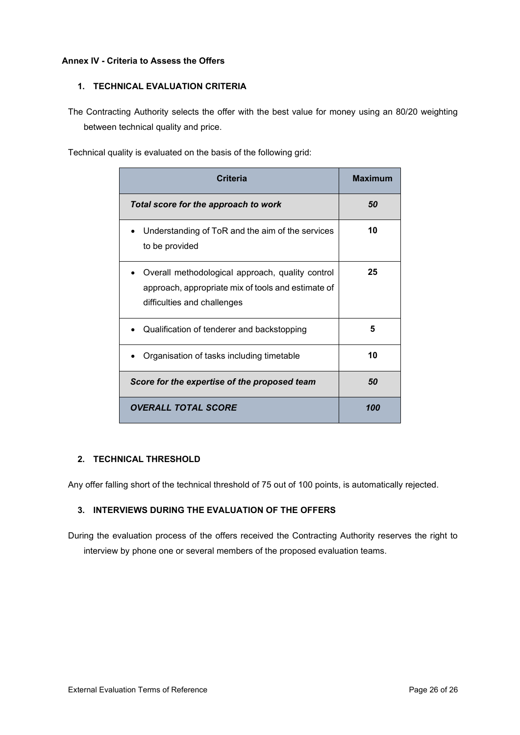**Annex IV - Criteria to Assess the Offers**

## 1. TECHNICAL EVALUATION CRITERIA

The Contracting Authority selects the offer with the best value for money using an 80/20 weighting between technical quality and price.

Technical quality is evaluated on the basis of the following grid:

| Criteria | Maximum |
|---|---|
| ***Total score for the approach to work*** | ***50*** |
| • Understanding of ToR and the aim of the services to be provided | **10** |
| • Overall methodological approach, quality control approach, appropriate mix of tools and estimate of difficulties and challenges | **25** |
| • Qualification of tenderer and backstopping | **5** |
| • Organisation of tasks including timetable | **10** |
| ***Score for the expertise of the proposed team*** | ***50*** |
| ***OVERALL TOTAL SCORE*** | ***100*** |

## 2. TECHNICAL THRESHOLD

Any offer falling short of the technical threshold of 75 out of 100 points, is automatically rejected.

## 3. INTERVIEWS DURING THE EVALUATION OF THE OFFERS

During the evaluation process of the offers received the Contracting Authority reserves the right to interview by phone one or several members of the proposed evaluation teams.